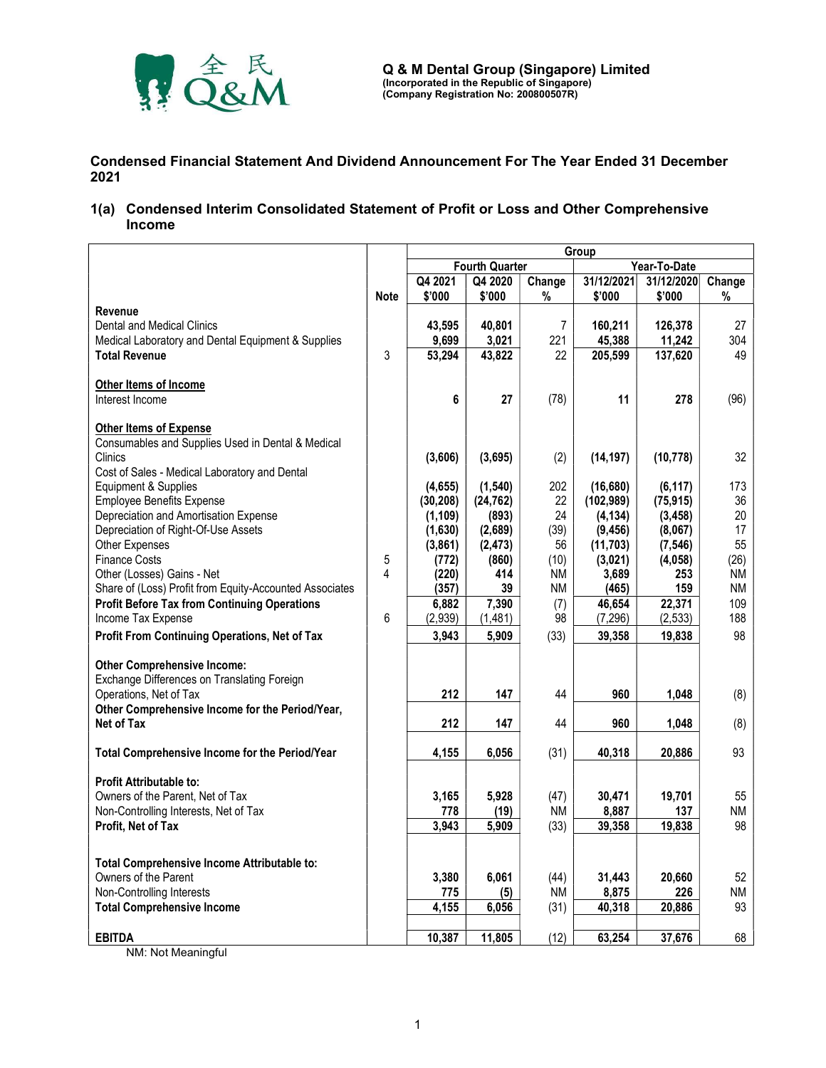**Q & M Dental Group (Singapore) Limited**
**(Incorporated in the Republic of Singapore)**
**(Company Registration No: 200800507R)**

## Condensed Financial Statement And Dividend Announcement For The Year Ended 31 December 2021

### 1(a) Condensed Interim Consolidated Statement of Profit or Loss and Other Comprehensive Income

| | | Group | | | | | |
|---|---|---|---|---|---|---|---|
| | | Fourth Quarter | | | Year-To-Date | | |
| | Note | Q4 2021 $'000 | Q4 2020 $'000 | Change % | 31/12/2021 $'000 | 31/12/2020 $'000 | Change % |
| **Revenue** | | | | | | | |
| Dental and Medical Clinics | | **43,595** | **40,801** | 7 | **160,211** | **126,378** | 27 |
| Medical Laboratory and Dental Equipment & Supplies | | **9,699** | **3,021** | 221 | **45,388** | **11,242** | 304 |
| **Total Revenue** | 3 | **53,294** | **43,822** | 22 | **205,599** | **137,620** | 49 |
| **Other Items of Income** | | | | | | | |
| Interest Income | | **6** | **27** | (78) | **11** | **278** | (96) |
| **Other Items of Expense** | | | | | | | |
| Consumables and Supplies Used in Dental & Medical Clinics | | **(3,606)** | **(3,695)** | (2) | **(14,197)** | **(10,778)** | 32 |
| Cost of Sales - Medical Laboratory and Dental Equipment & Supplies | | **(4,655)** | **(1,540)** | 202 | **(16,680)** | **(6,117)** | 173 |
| Employee Benefits Expense | | **(30,208)** | **(24,762)** | 22 | **(102,989)** | **(75,915)** | 36 |
| Depreciation and Amortisation Expense | | **(1,109)** | **(893)** | 24 | **(4,134)** | **(3,458)** | 20 |
| Depreciation of Right-Of-Use Assets | | **(1,630)** | **(2,689)** | (39) | **(9,456)** | **(8,067)** | 17 |
| Other Expenses | | **(3,861)** | **(2,473)** | 56 | **(11,703)** | **(7,546)** | 55 |
| Finance Costs | 5 | **(772)** | **(860)** | (10) | **(3,021)** | **(4,058)** | (26) |
| Other (Losses) Gains - Net | 4 | **(220)** | **414** | NM | **3,689** | **253** | NM |
| Share of (Loss) Profit from Equity-Accounted Associates | | **(357)** | **39** | NM | **(465)** | **159** | NM |
| **Profit Before Tax from Continuing Operations** | | **6,882** | **7,390** | (7) | **46,654** | **22,371** | 109 |
| Income Tax Expense | 6 | (2,939) | (1,481) | 98 | (7,296) | (2,533) | 188 |
| **Profit From Continuing Operations, Net of Tax** | | **3,943** | **5,909** | (33) | **39,358** | **19,838** | 98 |
| **Other Comprehensive Income:** | | | | | | | |
| Exchange Differences on Translating Foreign Operations, Net of Tax | | **212** | **147** | 44 | **960** | **1,048** | (8) |
| **Other Comprehensive Income for the Period/Year, Net of Tax** | | **212** | **147** | 44 | **960** | **1,048** | (8) |
| **Total Comprehensive Income for the Period/Year** | | **4,155** | **6,056** | (31) | **40,318** | **20,886** | 93 |
| **Profit Attributable to:** | | | | | | | |
| Owners of the Parent, Net of Tax | | **3,165** | **5,928** | (47) | **30,471** | **19,701** | 55 |
| Non-Controlling Interests, Net of Tax | | **778** | **(19)** | NM | **8,887** | **137** | NM |
| **Profit, Net of Tax** | | **3,943** | **5,909** | (33) | **39,358** | **19,838** | 98 |
| **Total Comprehensive Income Attributable to:** | | | | | | | |
| Owners of the Parent | | **3,380** | **6,061** | (44) | **31,443** | **20,660** | 52 |
| Non-Controlling Interests | | **775** | **(5)** | NM | **8,875** | **226** | NM |
| **Total Comprehensive Income** | | **4,155** | **6,056** | (31) | **40,318** | **20,886** | 93 |
| **EBITDA** | | **10,387** | **11,805** | (12) | **63,254** | **37,676** | 68 |

NM: Not Meaningful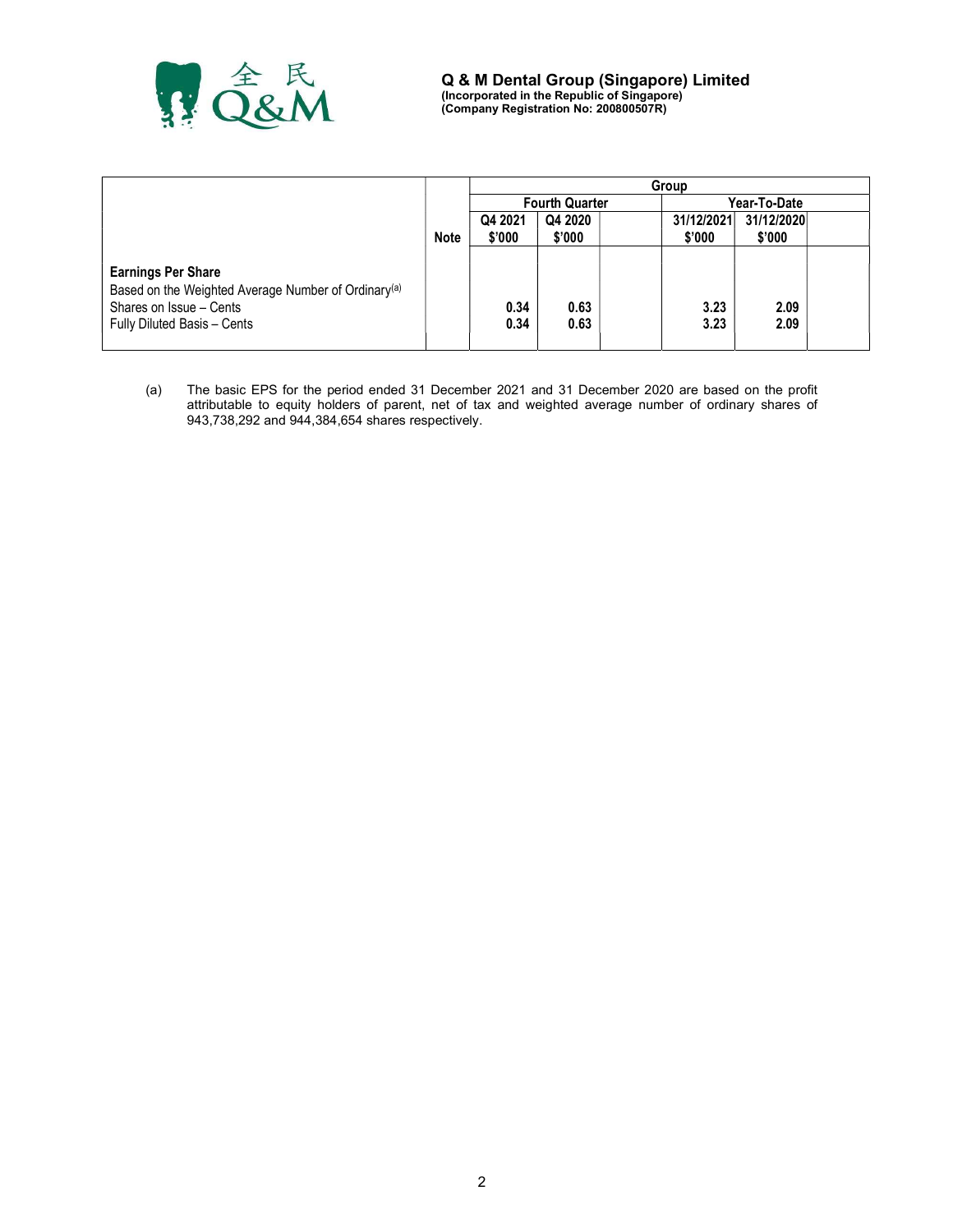**Q & M Dental Group (Singapore) Limited**
**(Incorporated in the Republic of Singapore)**
**(Company Registration No: 200800507R)**

| | | Group | | | | | |
|---|---|---|---|---|---|---|---|
| | | Fourth Quarter | | | Year-To-Date | | |
| | **Note** | **Q4 2021 $'000** | **Q4 2020 $'000** | | **31/12/2021 $'000** | **31/12/2020 $'000** | |
| **Earnings Per Share** | | | | | | | |
| Based on the Weighted Average Number of Ordinary[(a)] Shares on Issue – Cents | | **0.34** | **0.63** | | **3.23** | **2.09** | |
| Fully Diluted Basis – Cents | | **0.34** | **0.63** | | **3.23** | **2.09** | |

(a) The basic EPS for the period ended 31 December 2021 and 31 December 2020 are based on the profit attributable to equity holders of parent, net of tax and weighted average number of ordinary shares of 943,738,292 and 944,384,654 shares respectively.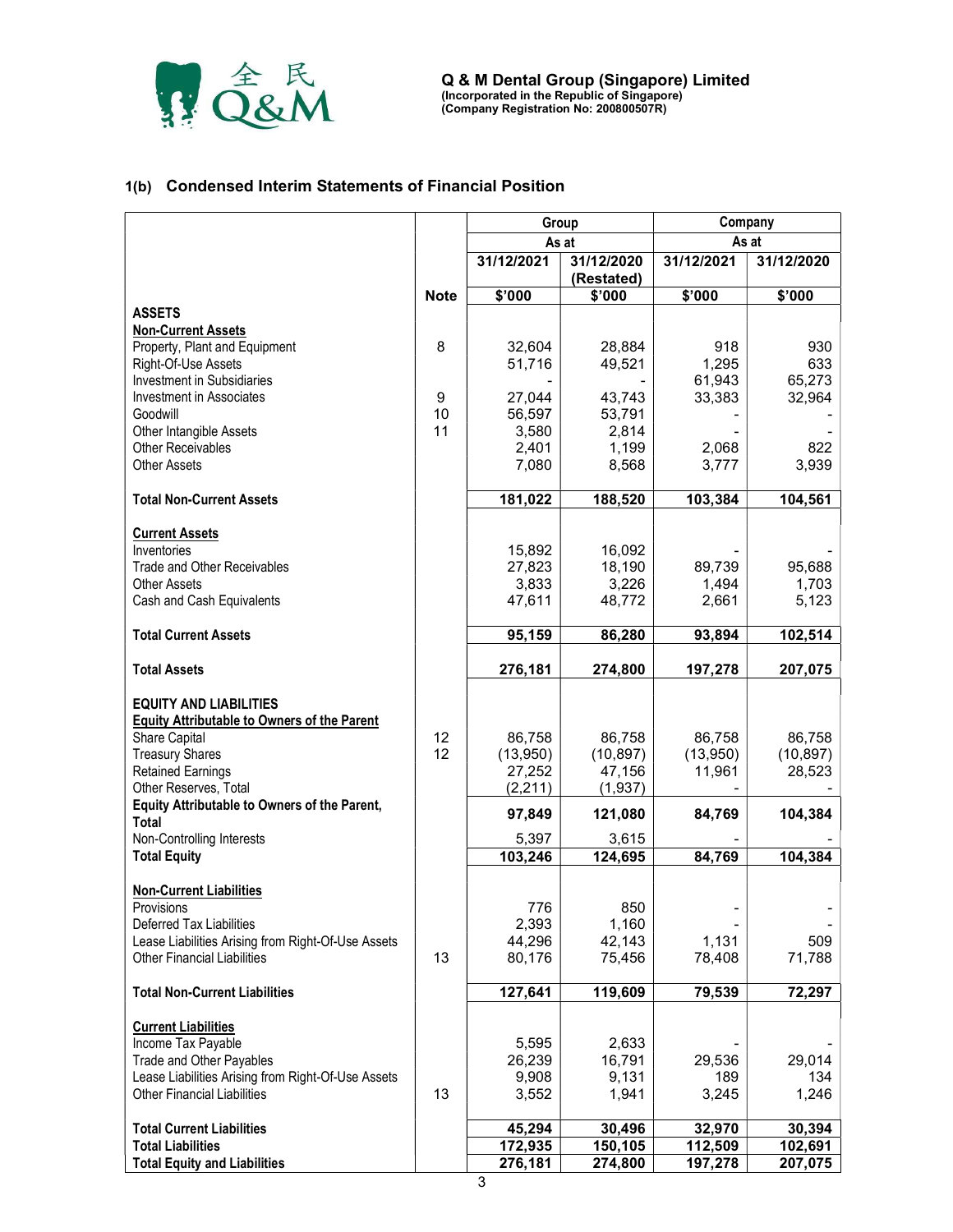**Q & M Dental Group (Singapore) Limited**
**(Incorporated in the Republic of Singapore)**
**(Company Registration No: 200800507R)**

## 1(b) Condensed Interim Statements of Financial Position

| | | Group | | Company | |
|---|---|---|---|---|---|
| | | As at | | As at | |
| | | 31/12/2021 | 31/12/2020 (Restated) | 31/12/2021 | 31/12/2020 |
| | Note | $'000 | $'000 | $'000 | $'000 |
| **ASSETS** | | | | | |
| **Non-Current Assets** | | | | | |
| Property, Plant and Equipment | 8 | 32,604 | 28,884 | 918 | 930 |
| Right-Of-Use Assets | | 51,716 | 49,521 | 1,295 | 633 |
| Investment in Subsidiaries | | - | - | 61,943 | 65,273 |
| Investment in Associates | 9 | 27,044 | 43,743 | 33,383 | 32,964 |
| Goodwill | 10 | 56,597 | 53,791 | - | - |
| Other Intangible Assets | 11 | 3,580 | 2,814 | - | - |
| Other Receivables | | 2,401 | 1,199 | 2,068 | 822 |
| Other Assets | | 7,080 | 8,568 | 3,777 | 3,939 |
| **Total Non-Current Assets** | | **181,022** | **188,520** | **103,384** | **104,561** |
| **Current Assets** | | | | | |
| Inventories | | 15,892 | 16,092 | - | - |
| Trade and Other Receivables | | 27,823 | 18,190 | 89,739 | 95,688 |
| Other Assets | | 3,833 | 3,226 | 1,494 | 1,703 |
| Cash and Cash Equivalents | | 47,611 | 48,772 | 2,661 | 5,123 |
| **Total Current Assets** | | **95,159** | **86,280** | **93,894** | **102,514** |
| **Total Assets** | | **276,181** | **274,800** | **197,278** | **207,075** |
| **EQUITY AND LIABILITIES** | | | | | |
| **Equity Attributable to Owners of the Parent** | | | | | |
| Share Capital | 12 | 86,758 | 86,758 | 86,758 | 86,758 |
| Treasury Shares | 12 | (13,950) | (10,897) | (13,950) | (10,897) |
| Retained Earnings | | 27,252 | 47,156 | 11,961 | 28,523 |
| Other Reserves, Total | | (2,211) | (1,937) | - | - |
| **Equity Attributable to Owners of the Parent, Total** | | **97,849** | **121,080** | **84,769** | **104,384** |
| Non-Controlling Interests | | 5,397 | 3,615 | - | - |
| **Total Equity** | | **103,246** | **124,695** | **84,769** | **104,384** |
| **Non-Current Liabilities** | | | | | |
| Provisions | | 776 | 850 | - | - |
| Deferred Tax Liabilities | | 2,393 | 1,160 | - | - |
| Lease Liabilities Arising from Right-Of-Use Assets | | 44,296 | 42,143 | 1,131 | 509 |
| Other Financial Liabilities | 13 | 80,176 | 75,456 | 78,408 | 71,788 |
| **Total Non-Current Liabilities** | | **127,641** | **119,609** | **79,539** | **72,297** |
| **Current Liabilities** | | | | | |
| Income Tax Payable | | 5,595 | 2,633 | - | - |
| Trade and Other Payables | | 26,239 | 16,791 | 29,536 | 29,014 |
| Lease Liabilities Arising from Right-Of-Use Assets | | 9,908 | 9,131 | 189 | 134 |
| Other Financial Liabilities | 13 | 3,552 | 1,941 | 3,245 | 1,246 |
| **Total Current Liabilities** | | **45,294** | **30,496** | **32,970** | **30,394** |
| **Total Liabilities** | | **172,935** | **150,105** | **112,509** | **102,691** |
| **Total Equity and Liabilities** | | **276,181** | **274,800** | **197,278** | **207,075** |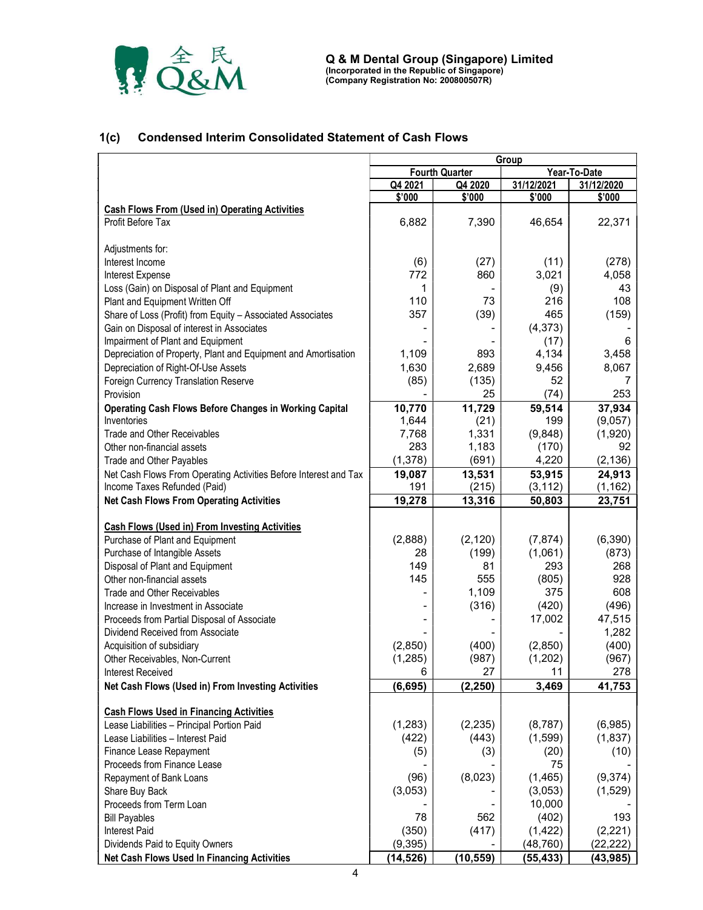Q & M Dental Group (Singapore) Limited
(Incorporated in the Republic of Singapore)
(Company Registration No: 200800507R)

## 1(c) Condensed Interim Consolidated Statement of Cash Flows

| | Group | | | |
|---|---|---|---|---|
| | Fourth Quarter | | Year-To-Date | |
| | Q4 2021 | Q4 2020 | 31/12/2021 | 31/12/2020 |
| | $'000 | $'000 | $'000 | $'000 |
| **Cash Flows From (Used in) Operating Activities** | | | | |
| Profit Before Tax | 6,882 | 7,390 | 46,654 | 22,371 |
| Adjustments for: | | | | |
| Interest Income | (6) | (27) | (11) | (278) |
| Interest Expense | 772 | 860 | 3,021 | 4,058 |
| Loss (Gain) on Disposal of Plant and Equipment | 1 | - | (9) | 43 |
| Plant and Equipment Written Off | 110 | 73 | 216 | 108 |
| Share of Loss (Profit) from Equity – Associated Associates | 357 | (39) | 465 | (159) |
| Gain on Disposal of interest in Associates | - | - | (4,373) | - |
| Impairment of Plant and Equipment | - | - | (17) | 6 |
| Depreciation of Property, Plant and Equipment and Amortisation | 1,109 | 893 | 4,134 | 3,458 |
| Depreciation of Right-Of-Use Assets | 1,630 | 2,689 | 9,456 | 8,067 |
| Foreign Currency Translation Reserve | (85) | (135) | 52 | 7 |
| Provision | - | 25 | (74) | 253 |
| **Operating Cash Flows Before Changes in Working Capital** | **10,770** | **11,729** | **59,514** | **37,934** |
| Inventories | 1,644 | (21) | 199 | (9,057) |
| Trade and Other Receivables | 7,768 | 1,331 | (9,848) | (1,920) |
| Other non-financial assets | 283 | 1,183 | (170) | 92 |
| Trade and Other Payables | (1,378) | (691) | 4,220 | (2,136) |
| Net Cash Flows From Operating Activities Before Interest and Tax | **19,087** | **13,531** | **53,915** | **24,913** |
| Income Taxes Refunded (Paid) | 191 | (215) | (3,112) | (1,162) |
| **Net Cash Flows From Operating Activities** | **19,278** | **13,316** | **50,803** | **23,751** |
| **Cash Flows (Used in) From Investing Activities** | | | | |
| Purchase of Plant and Equipment | (2,888) | (2,120) | (7,874) | (6,390) |
| Purchase of Intangible Assets | 28 | (199) | (1,061) | (873) |
| Disposal of Plant and Equipment | 149 | 81 | 293 | 268 |
| Other non-financial assets | 145 | 555 | (805) | 928 |
| Trade and Other Receivables | - | 1,109 | 375 | 608 |
| Increase in Investment in Associate | - | (316) | (420) | (496) |
| Proceeds from Partial Disposal of Associate | - | - | 17,002 | 47,515 |
| Dividend Received from Associate | - | - | - | 1,282 |
| Acquisition of subsidiary | (2,850) | (400) | (2,850) | (400) |
| Other Receivables, Non-Current | (1,285) | (987) | (1,202) | (967) |
| Interest Received | 6 | 27 | 11 | 278 |
| **Net Cash Flows (Used in) From Investing Activities** | **(6,695)** | **(2,250)** | **3,469** | **41,753** |
| **Cash Flows Used in Financing Activities** | | | | |
| Lease Liabilities – Principal Portion Paid | (1,283) | (2,235) | (8,787) | (6,985) |
| Lease Liabilities – Interest Paid | (422) | (443) | (1,599) | (1,837) |
| Finance Lease Repayment | (5) | (3) | (20) | (10) |
| Proceeds from Finance Lease | - | - | 75 | - |
| Repayment of Bank Loans | (96) | (8,023) | (1,465) | (9,374) |
| Share Buy Back | (3,053) | - | (3,053) | (1,529) |
| Proceeds from Term Loan | - | - | 10,000 | - |
| Bill Payables | 78 | 562 | (402) | 193 |
| Interest Paid | (350) | (417) | (1,422) | (2,221) |
| Dividends Paid to Equity Owners | (9,395) | - | (48,760) | (22,222) |
| **Net Cash Flows Used In Financing Activities** | **(14,526)** | **(10,559)** | **(55,433)** | **(43,985)** |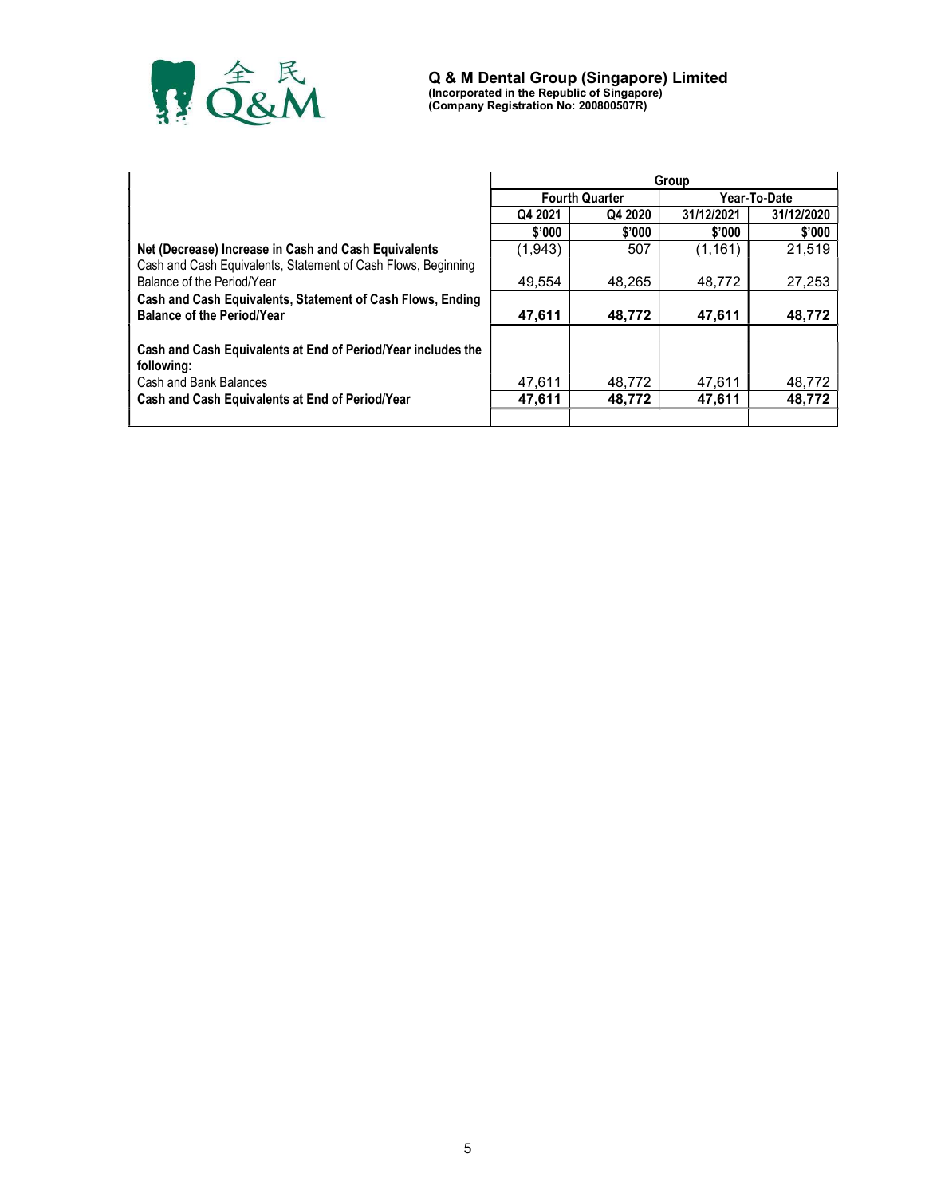| | Group | | | |
|---|---|---|---|---|
| | Fourth Quarter | | Year-To-Date | |
| | Q4 2021 | Q4 2020 | 31/12/2021 | 31/12/2020 |
| | $'000 | $'000 | $'000 | $'000 |
| **Net (Decrease) Increase in Cash and Cash Equivalents** | (1,943) | 507 | (1,161) | 21,519 |
| Cash and Cash Equivalents, Statement of Cash Flows, Beginning Balance of the Period/Year | 49,554 | 48,265 | 48,772 | 27,253 |
| **Cash and Cash Equivalents, Statement of Cash Flows, Ending Balance of the Period/Year** | **47,611** | **48,772** | **47,611** | **48,772** |
| **Cash and Cash Equivalents at End of Period/Year includes the following:** | | | | |
| Cash and Bank Balances | 47,611 | 48,772 | 47,611 | 48,772 |
| **Cash and Cash Equivalents at End of Period/Year** | **47,611** | **48,772** | **47,611** | **48,772** |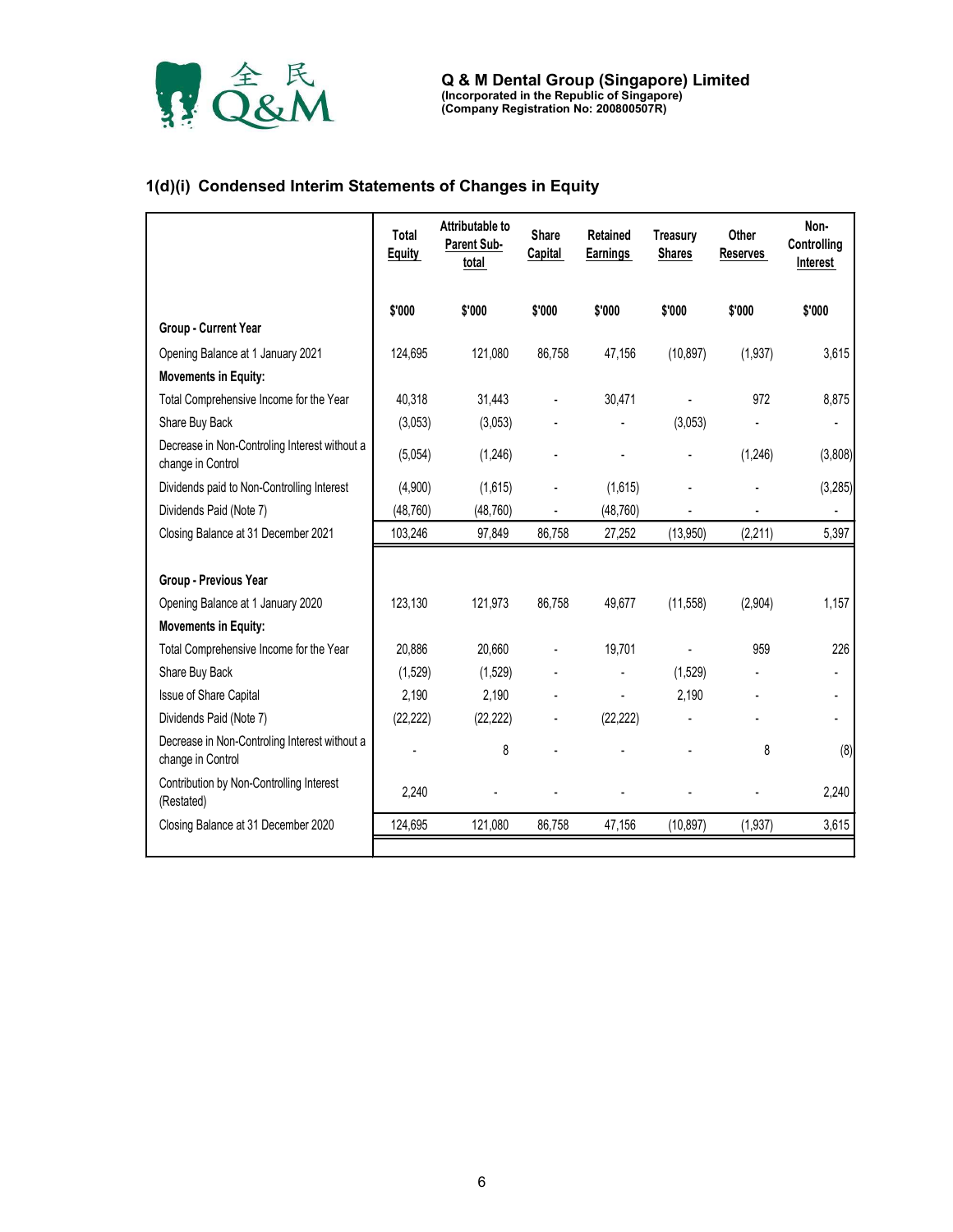## 1(d)(i) Condensed Interim Statements of Changes in Equity

| | Total Equity | Attributable to Parent Sub-total | Share Capital | Retained Earnings | Treasury Shares | Other Reserves | Non-Controlling Interest |
|---|---|---|---|---|---|---|---|
| | $'000 | $'000 | $'000 | $'000 | $'000 | $'000 | $'000 |
| **Group - Current Year** | | | | | | | |
| Opening Balance at 1 January 2021 | 124,695 | 121,080 | 86,758 | 47,156 | (10,897) | (1,937) | 3,615 |
| **Movements in Equity:** | | | | | | | |
| Total Comprehensive Income for the Year | 40,318 | 31,443 | - | 30,471 | - | 972 | 8,875 |
| Share Buy Back | (3,053) | (3,053) | - | - | (3,053) | - | - |
| Decrease in Non-Controling Interest without a change in Control | (5,054) | (1,246) | - | - | - | (1,246) | (3,808) |
| Dividends paid to Non-Controlling Interest | (4,900) | (1,615) | - | (1,615) | - | - | (3,285) |
| Dividends Paid (Note 7) | (48,760) | (48,760) | - | (48,760) | - | - | - |
| Closing Balance at 31 December 2021 | 103,246 | 97,849 | 86,758 | 27,252 | (13,950) | (2,211) | 5,397 |
| | | | | | | | |
| **Group - Previous Year** | | | | | | | |
| Opening Balance at 1 January 2020 | 123,130 | 121,973 | 86,758 | 49,677 | (11,558) | (2,904) | 1,157 |
| **Movements in Equity:** | | | | | | | |
| Total Comprehensive Income for the Year | 20,886 | 20,660 | - | 19,701 | - | 959 | 226 |
| Share Buy Back | (1,529) | (1,529) | - | - | (1,529) | - | - |
| Issue of Share Capital | 2,190 | 2,190 | - | - | 2,190 | - | - |
| Dividends Paid (Note 7) | (22,222) | (22,222) | - | (22,222) | - | - | - |
| Decrease in Non-Controling Interest without a change in Control | - | 8 | - | - | - | 8 | (8) |
| Contribution by Non-Controlling Interest (Restated) | 2,240 | - | - | - | - | - | 2,240 |
| Closing Balance at 31 December 2020 | 124,695 | 121,080 | 86,758 | 47,156 | (10,897) | (1,937) | 3,615 |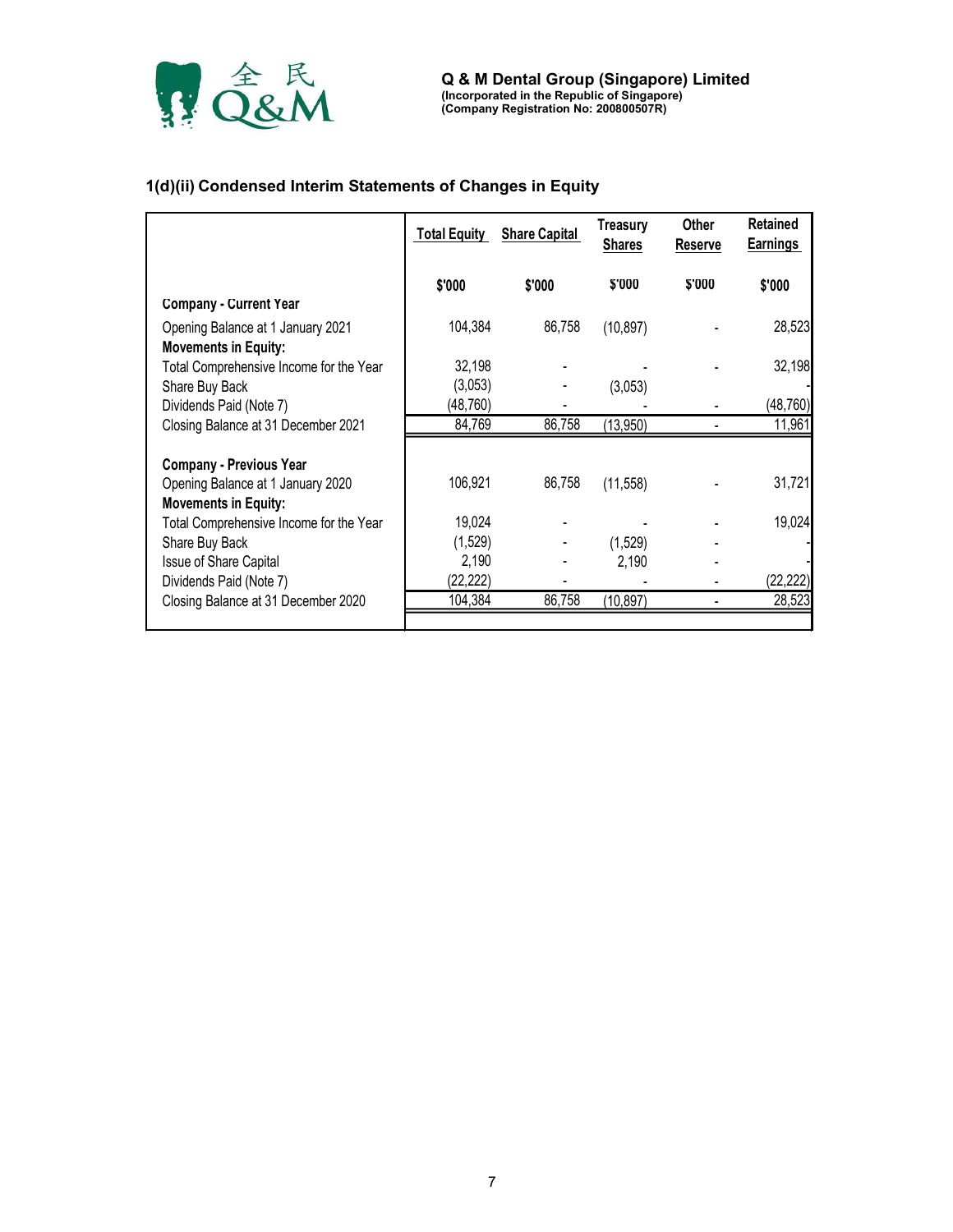## 1(d)(ii) Condensed Interim Statements of Changes in Equity

| | Total Equity | Share Capital | Treasury Shares | Other Reserve | Retained Earnings |
|---|---|---|---|---|---|
| | $'000 | $'000 | $'000 | $'000 | $'000 |
| **Company - Current Year** | | | | | |
| Opening Balance at 1 January 2021 | 104,384 | 86,758 | (10,897) | - | 28,523 |
| **Movements in Equity:** | | | | | |
| Total Comprehensive Income for the Year | 32,198 | - | - | - | 32,198 |
| Share Buy Back | (3,053) | - | (3,053) | | - |
| Dividends Paid (Note 7) | (48,760) | - | - | - | (48,760) |
| Closing Balance at 31 December 2021 | 84,769 | 86,758 | (13,950) | - | 11,961 |
| **Company - Previous Year** | | | | | |
| Opening Balance at 1 January 2020 | 106,921 | 86,758 | (11,558) | - | 31,721 |
| **Movements in Equity:** | | | | | |
| Total Comprehensive Income for the Year | 19,024 | - | - | - | 19,024 |
| Share Buy Back | (1,529) | - | (1,529) | - | - |
| Issue of Share Capital | 2,190 | - | 2,190 | - | - |
| Dividends Paid (Note 7) | (22,222) | - | - | - | (22,222) |
| Closing Balance at 31 December 2020 | 104,384 | 86,758 | (10,897) | - | 28,523 |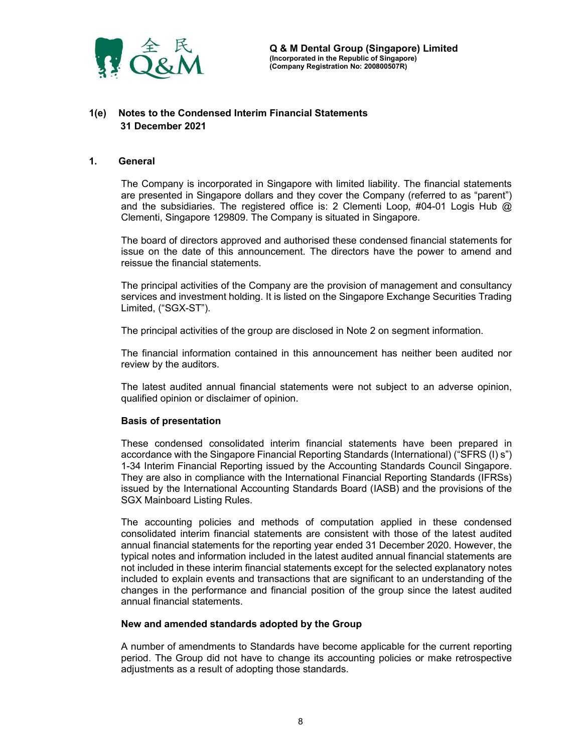# 1(e) Notes to the Condensed Interim Financial Statements
**31 December 2021**

## 1. General

The Company is incorporated in Singapore with limited liability. The financial statements are presented in Singapore dollars and they cover the Company (referred to as "parent") and the subsidiaries. The registered office is: 2 Clementi Loop, #04-01 Logis Hub @ Clementi, Singapore 129809. The Company is situated in Singapore.

The board of directors approved and authorised these condensed financial statements for issue on the date of this announcement. The directors have the power to amend and reissue the financial statements.

The principal activities of the Company are the provision of management and consultancy services and investment holding. It is listed on the Singapore Exchange Securities Trading Limited, ("SGX-ST").

The principal activities of the group are disclosed in Note 2 on segment information.

The financial information contained in this announcement has neither been audited nor review by the auditors.

The latest audited annual financial statements were not subject to an adverse opinion, qualified opinion or disclaimer of opinion.

### Basis of presentation

These condensed consolidated interim financial statements have been prepared in accordance with the Singapore Financial Reporting Standards (International) ("SFRS (I) s") 1-34 Interim Financial Reporting issued by the Accounting Standards Council Singapore. They are also in compliance with the International Financial Reporting Standards (IFRSs) issued by the International Accounting Standards Board (IASB) and the provisions of the SGX Mainboard Listing Rules.

The accounting policies and methods of computation applied in these condensed consolidated interim financial statements are consistent with those of the latest audited annual financial statements for the reporting year ended 31 December 2020. However, the typical notes and information included in the latest audited annual financial statements are not included in these interim financial statements except for the selected explanatory notes included to explain events and transactions that are significant to an understanding of the changes in the performance and financial position of the group since the latest audited annual financial statements.

### New and amended standards adopted by the Group

A number of amendments to Standards have become applicable for the current reporting period. The Group did not have to change its accounting policies or make retrospective adjustments as a result of adopting those standards.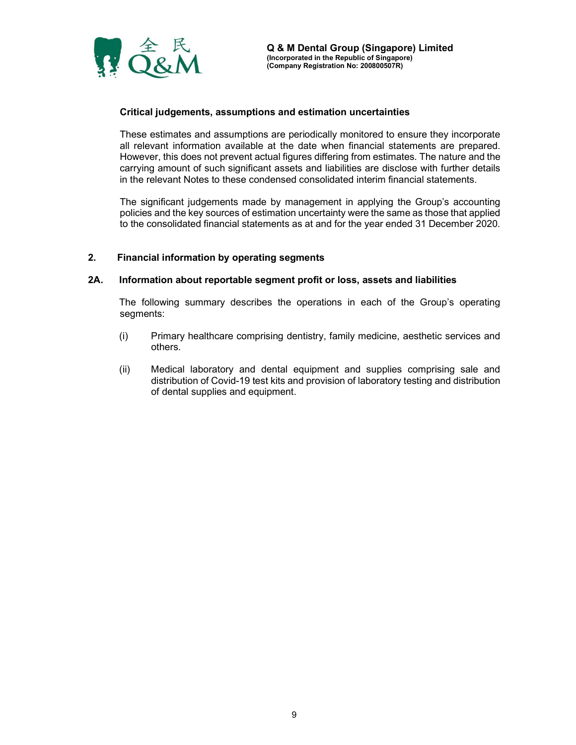### Critical judgements, assumptions and estimation uncertainties

These estimates and assumptions are periodically monitored to ensure they incorporate all relevant information available at the date when financial statements are prepared. However, this does not prevent actual figures differing from estimates. The nature and the carrying amount of such significant assets and liabilities are disclose with further details in the relevant Notes to these condensed consolidated interim financial statements.

The significant judgements made by management in applying the Group's accounting policies and the key sources of estimation uncertainty were the same as those that applied to the consolidated financial statements as at and for the year ended 31 December 2020.

## 2. Financial information by operating segments

### 2A. Information about reportable segment profit or loss, assets and liabilities

The following summary describes the operations in each of the Group's operating segments:

(i) Primary healthcare comprising dentistry, family medicine, aesthetic services and others.

(ii) Medical laboratory and dental equipment and supplies comprising sale and distribution of Covid-19 test kits and provision of laboratory testing and distribution of dental supplies and equipment.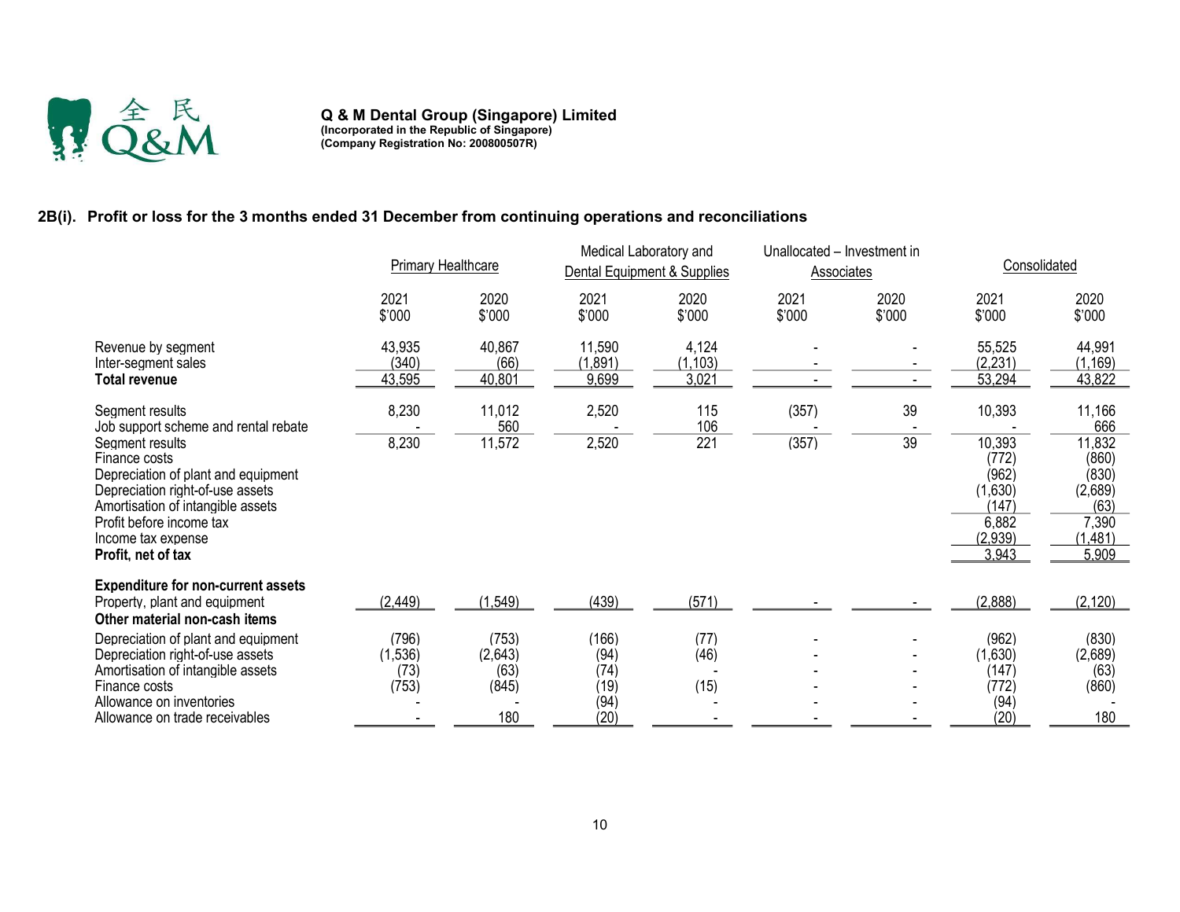**Q & M Dental Group (Singapore) Limited**
**(Incorporated in the Republic of Singapore)**
**(Company Registration No: 200800507R)**

## 2B(i). Profit or loss for the 3 months ended 31 December from continuing operations and reconciliations

| | Primary Healthcare | | Medical Laboratory and Dental Equipment & Supplies | | Unallocated – Investment in Associates | | Consolidated | |
|---|---|---|---|---|---|---|---|---|
| | 2021 $'000 | 2020 $'000 | 2021 $'000 | 2020 $'000 | 2021 $'000 | 2020 $'000 | 2021 $'000 | 2020 $'000 |
| Revenue by segment | 43,935 | 40,867 | 11,590 | 4,124 | - | - | 55,525 | 44,991 |
| Inter-segment sales | (340) | (66) | (1,891) | (1,103) | - | - | (2,231) | (1,169) |
| **Total revenue** | 43,595 | 40,801 | 9,699 | 3,021 | - | - | 53,294 | 43,822 |
| | | | | | | | | |
| Segment results | 8,230 | 11,012 | 2,520 | 115 | (357) | 39 | 10,393 | 11,166 |
| Job support scheme and rental rebate | - | 560 | - | 106 | - | - | - | 666 |
| Segment results | 8,230 | 11,572 | 2,520 | 221 | (357) | 39 | 10,393 | 11,832 |
| Finance costs | | | | | | | (772) | (860) |
| Depreciation of plant and equipment | | | | | | | (962) | (830) |
| Depreciation right-of-use assets | | | | | | | (1,630) | (2,689) |
| Amortisation of intangible assets | | | | | | | (147) | (63) |
| Profit before income tax | | | | | | | 6,882 | 7,390 |
| Income tax expense | | | | | | | (2,939) | (1,481) |
| **Profit, net of tax** | | | | | | | 3,943 | 5,909 |
| | | | | | | | | |
| **Expenditure for non-current assets** | | | | | | | | |
| Property, plant and equipment | (2,449) | (1,549) | (439) | (571) | - | - | (2,888) | (2,120) |
| **Other material non-cash items** | | | | | | | | |
| Depreciation of plant and equipment | (796) | (753) | (166) | (77) | - | - | (962) | (830) |
| Depreciation right-of-use assets | (1,536) | (2,643) | (94) | (46) | - | - | (1,630) | (2,689) |
| Amortisation of intangible assets | (73) | (63) | (74) | - | - | - | (147) | (63) |
| Finance costs | (753) | (845) | (19) | (15) | - | - | (772) | (860) |
| Allowance on inventories | - | - | (94) | - | - | - | (94) | - |
| Allowance on trade receivables | - | 180 | (20) | - | - | - | (20) | 180 |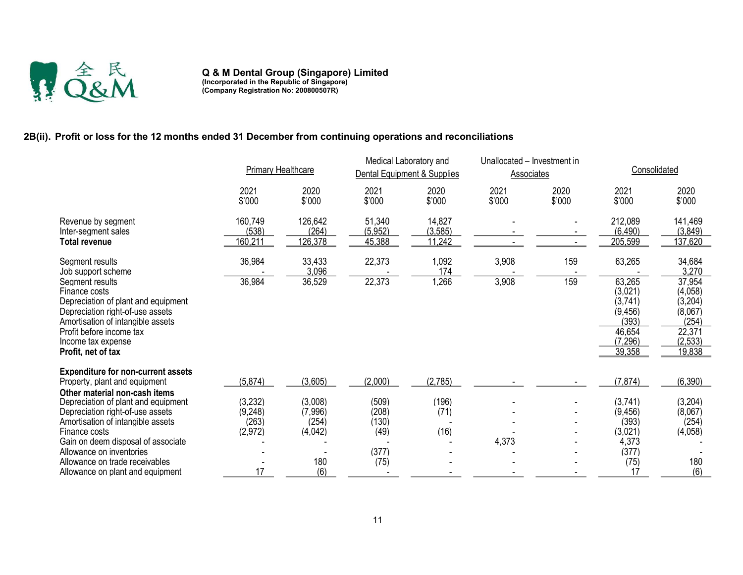## 2B(ii). Profit or loss for the 12 months ended 31 December from continuing operations and reconciliations

| | Primary Healthcare | | Medical Laboratory and Dental Equipment & Supplies | | Unallocated – Investment in Associates | | Consolidated | |
|---|---|---|---|---|---|---|---|---|
| | 2021 $'000 | 2020 $'000 | 2021 $'000 | 2020 $'000 | 2021 $'000 | 2020 $'000 | 2021 $'000 | 2020 $'000 |
| Revenue by segment | 160,749 | 126,642 | 51,340 | 14,827 | - | - | 212,089 | 141,469 |
| Inter-segment sales | (538) | (264) | (5,952) | (3,585) | - | - | (6,490) | (3,849) |
| **Total revenue** | 160,211 | 126,378 | 45,388 | 11,242 | - | - | 205,599 | 137,620 |
| Segment results | 36,984 | 33,433 | 22,373 | 1,092 | 3,908 | 159 | 63,265 | 34,684 |
| Job support scheme | - | 3,096 | - | 174 | - | - | - | 3,270 |
| Segment results | 36,984 | 36,529 | 22,373 | 1,266 | 3,908 | 159 | 63,265 | 37,954 |
| Finance costs | | | | | | | (3,021) | (4,058) |
| Depreciation of plant and equipment | | | | | | | (3,741) | (3,204) |
| Depreciation right-of-use assets | | | | | | | (9,456) | (8,067) |
| Amortisation of intangible assets | | | | | | | (393) | (254) |
| Profit before income tax | | | | | | | 46,654 | 22,371 |
| Income tax expense | | | | | | | (7,296) | (2,533) |
| **Profit, net of tax** | | | | | | | 39,358 | 19,838 |
| **Expenditure for non-current assets** | | | | | | | | |
| Property, plant and equipment | (5,874) | (3,605) | (2,000) | (2,785) | - | - | (7,874) | (6,390) |
| **Other material non-cash items** | | | | | | | | |
| Depreciation of plant and equipment | (3,232) | (3,008) | (509) | (196) | - | - | (3,741) | (3,204) |
| Depreciation right-of-use assets | (9,248) | (7,996) | (208) | (71) | - | - | (9,456) | (8,067) |
| Amortisation of intangible assets | (263) | (254) | (130) | - | - | - | (393) | (254) |
| Finance costs | (2,972) | (4,042) | (49) | (16) | - | - | (3,021) | (4,058) |
| Gain on deem disposal of associate | - | - | - | - | 4,373 | - | 4,373 | - |
| Allowance on inventories | - | - | (377) | - | - | - | (377) | - |
| Allowance on trade receivables | - | 180 | (75) | - | - | - | (75) | 180 |
| Allowance on plant and equipment | 17 | (6) | - | - | - | - | 17 | (6) |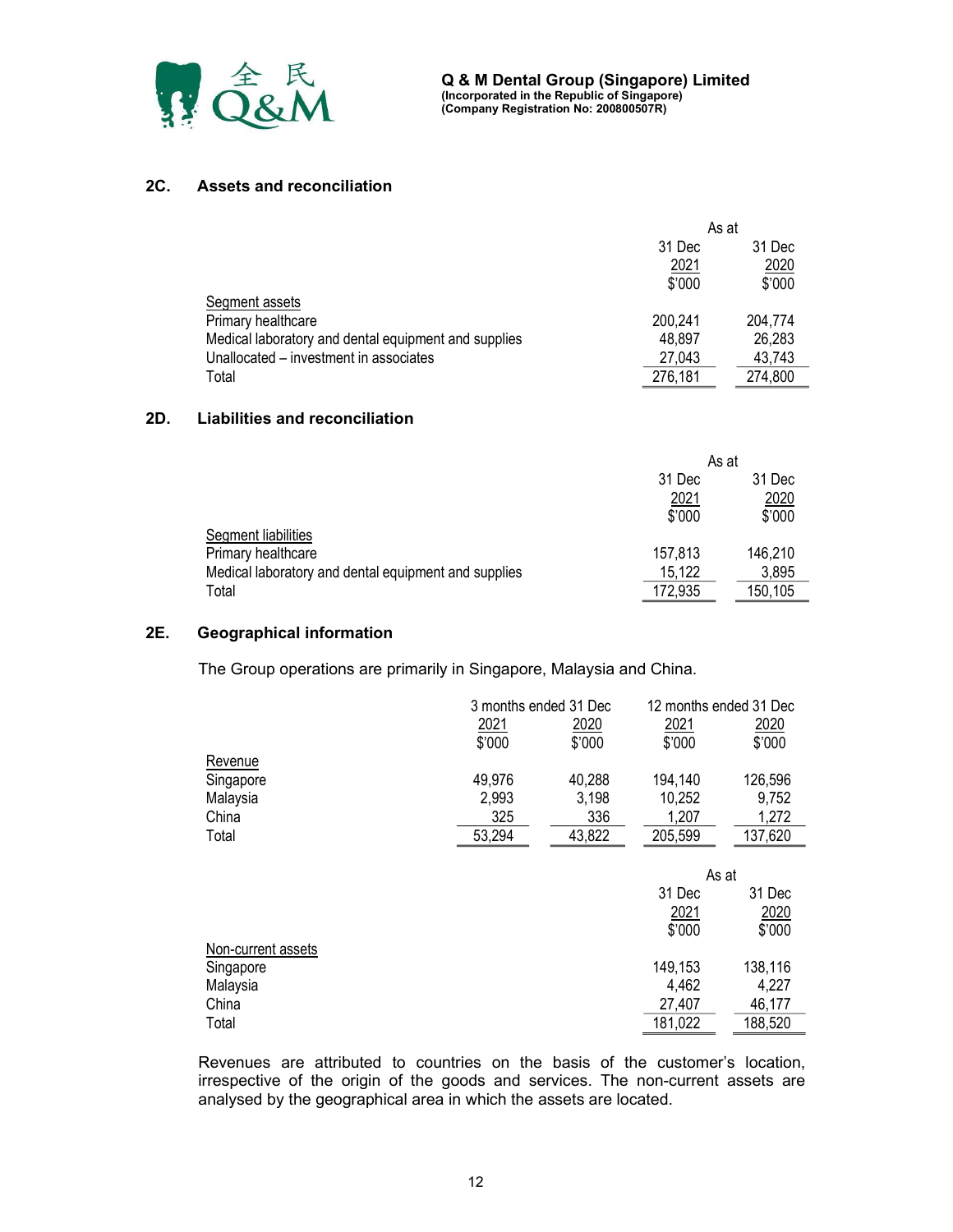## 2C. Assets and reconciliation

| | As at | |
|---|---|---|
| | 31 Dec 2021 | 31 Dec 2020 |
| | $'000 | $'000 |
| Segment assets | | |
| Primary healthcare | 200,241 | 204,774 |
| Medical laboratory and dental equipment and supplies | 48,897 | 26,283 |
| Unallocated – investment in associates | 27,043 | 43,743 |
| Total | 276,181 | 274,800 |

## 2D. Liabilities and reconciliation

| | As at | |
|---|---|---|
| | 31 Dec 2021 | 31 Dec 2020 |
| | $'000 | $'000 |
| Segment liabilities | | |
| Primary healthcare | 157,813 | 146,210 |
| Medical laboratory and dental equipment and supplies | 15,122 | 3,895 |
| Total | 172,935 | 150,105 |

## 2E. Geographical information

The Group operations are primarily in Singapore, Malaysia and China.

| | 3 months ended 31 Dec | | 12 months ended 31 Dec | |
|---|---|---|---|---|
| | 2021 | 2020 | 2021 | 2020 |
| | $'000 | $'000 | $'000 | $'000 |
| Revenue | | | | |
| Singapore | 49,976 | 40,288 | 194,140 | 126,596 |
| Malaysia | 2,993 | 3,198 | 10,252 | 9,752 |
| China | 325 | 336 | 1,207 | 1,272 |
| Total | 53,294 | 43,822 | 205,599 | 137,620 |

| | As at | |
|---|---|---|
| | 31 Dec 2021 | 31 Dec 2020 |
| | $'000 | $'000 |
| Non-current assets | | |
| Singapore | 149,153 | 138,116 |
| Malaysia | 4,462 | 4,227 |
| China | 27,407 | 46,177 |
| Total | 181,022 | 188,520 |

Revenues are attributed to countries on the basis of the customer's location, irrespective of the origin of the goods and services. The non-current assets are analysed by the geographical area in which the assets are located.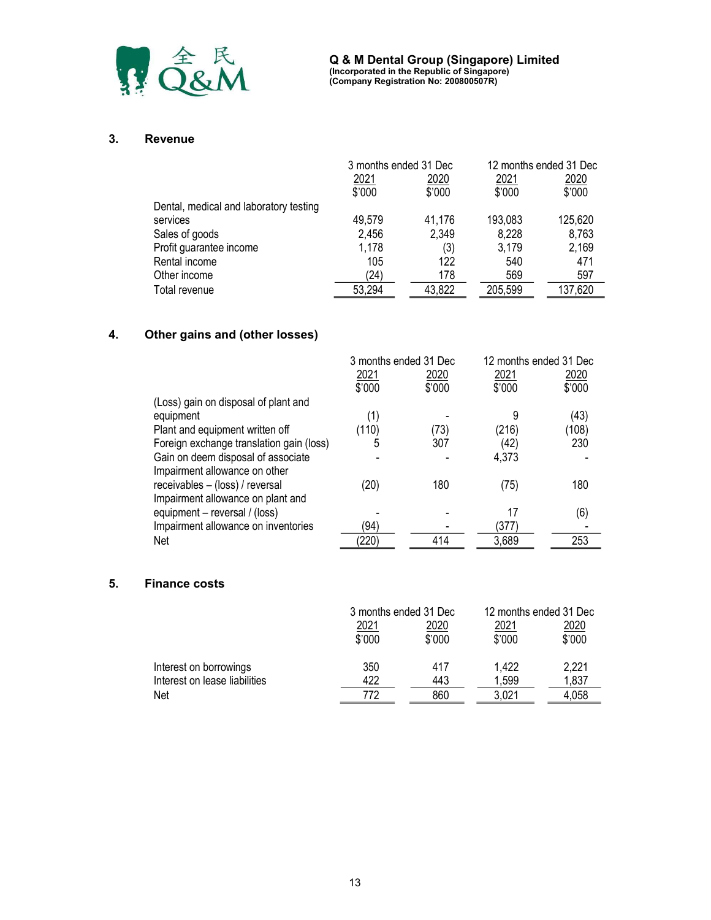### 3. Revenue

| | 3 months ended 31 Dec | | 12 months ended 31 Dec | |
|---|---|---|---|---|
| | 2021 | 2020 | 2021 | 2020 |
| | $'000 | $'000 | $'000 | $'000 |
| Dental, medical and laboratory testing services | 49,579 | 41,176 | 193,083 | 125,620 |
| Sales of goods | 2,456 | 2,349 | 8,228 | 8,763 |
| Profit guarantee income | 1,178 | (3) | 3,179 | 2,169 |
| Rental income | 105 | 122 | 540 | 471 |
| Other income | (24) | 178 | 569 | 597 |
| Total revenue | 53,294 | 43,822 | 205,599 | 137,620 |

### 4. Other gains and (other losses)

| | 3 months ended 31 Dec | | 12 months ended 31 Dec | |
|---|---|---|---|---|
| | 2021 | 2020 | 2021 | 2020 |
| | $'000 | $'000 | $'000 | $'000 |
| (Loss) gain on disposal of plant and equipment | (1) | - | 9 | (43) |
| Plant and equipment written off | (110) | (73) | (216) | (108) |
| Foreign exchange translation gain (loss) | 5 | 307 | (42) | 230 |
| Gain on deem disposal of associate | - | - | 4,373 | - |
| Impairment allowance on other receivables – (loss) / reversal | (20) | 180 | (75) | 180 |
| Impairment allowance on plant and equipment – reversal / (loss) | - | - | 17 | (6) |
| Impairment allowance on inventories | (94) | - | (377) | - |
| Net | (220) | 414 | 3,689 | 253 |

### 5. Finance costs

| | 3 months ended 31 Dec | | 12 months ended 31 Dec | |
|---|---|---|---|---|
| | 2021 | 2020 | 2021 | 2020 |
| | $'000 | $'000 | $'000 | $'000 |
| Interest on borrowings | 350 | 417 | 1,422 | 2,221 |
| Interest on lease liabilities | 422 | 443 | 1,599 | 1,837 |
| Net | 772 | 860 | 3,021 | 4,058 |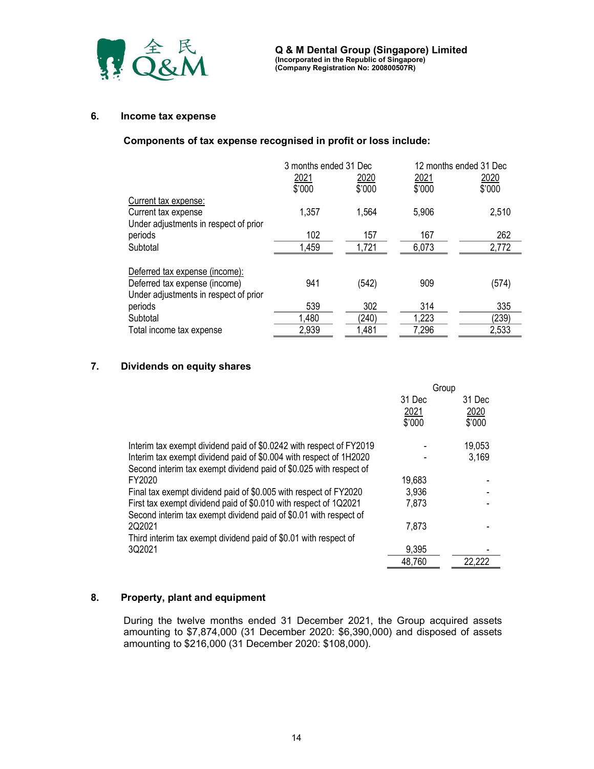## 6. Income tax expense

### Components of tax expense recognised in profit or loss include:

| | 3 months ended 31 Dec | | 12 months ended 31 Dec | |
|---|---|---|---|---|
| | 2021 | 2020 | 2021 | 2020 |
| | $'000 | $'000 | $'000 | $'000 |
| Current tax expense: | | | | |
| Current tax expense | 1,357 | 1,564 | 5,906 | 2,510 |
| Under adjustments in respect of prior periods | 102 | 157 | 167 | 262 |
| Subtotal | 1,459 | 1,721 | 6,073 | 2,772 |
| Deferred tax expense (income): | | | | |
| Deferred tax expense (income) | 941 | (542) | 909 | (574) |
| Under adjustments in respect of prior periods | 539 | 302 | 314 | 335 |
| Subtotal | 1,480 | (240) | 1,223 | (239) |
| Total income tax expense | 2,939 | 1,481 | 7,296 | 2,533 |

## 7. Dividends on equity shares

| | Group | |
|---|---|---|
| | 31 Dec 2021 | 31 Dec 2020 |
| | $'000 | $'000 |
| Interim tax exempt dividend paid of $0.0242 with respect of FY2019 | - | 19,053 |
| Interim tax exempt dividend paid of $0.004 with respect of 1H2020 | - | 3,169 |
| Second interim tax exempt dividend paid of $0.025 with respect of FY2020 | 19,683 | - |
| Final tax exempt dividend paid of $0.005 with respect of FY2020 | 3,936 | - |
| First tax exempt dividend paid of $0.010 with respect of 1Q2021 | 7,873 | - |
| Second interim tax exempt dividend paid of $0.01 with respect of 2Q2021 | 7,873 | - |
| Third interim tax exempt dividend paid of $0.01 with respect of 3Q2021 | 9,395 | - |
| | 48,760 | 22,222 |

## 8. Property, plant and equipment

During the twelve months ended 31 December 2021, the Group acquired assets amounting to $7,874,000 (31 December 2020: $6,390,000) and disposed of assets amounting to $216,000 (31 December 2020: $108,000).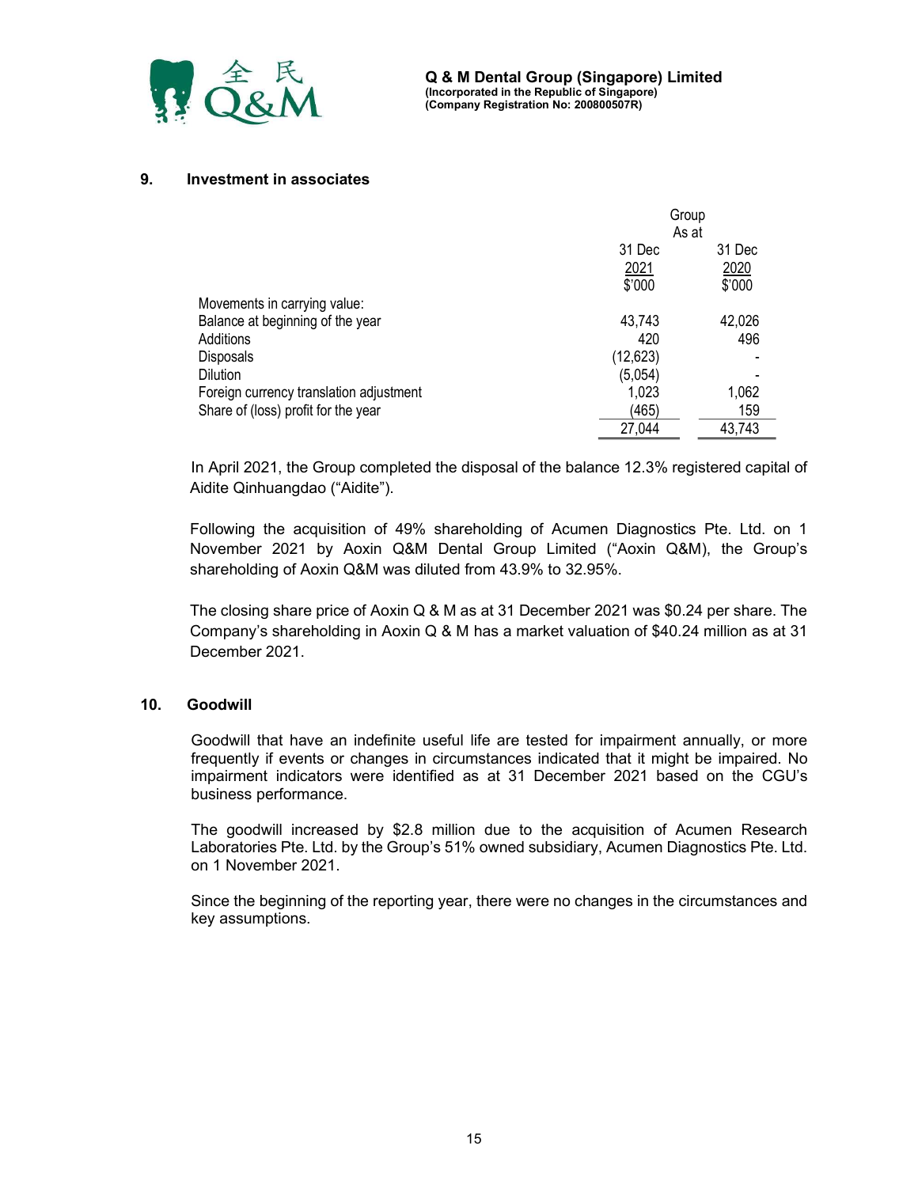## 9. Investment in associates

| | Group | |
|---|---|---|
| | As at | |
| | 31 Dec 2021 | 31 Dec 2020 |
| | $'000 | $'000 |
| Movements in carrying value: | | |
| Balance at beginning of the year | 43,743 | 42,026 |
| Additions | 420 | 496 |
| Disposals | (12,623) | - |
| Dilution | (5,054) | - |
| Foreign currency translation adjustment | 1,023 | 1,062 |
| Share of (loss) profit for the year | (465) | 159 |
| | 27,044 | 43,743 |

In April 2021, the Group completed the disposal of the balance 12.3% registered capital of Aidite Qinhuangdao ("Aidite").

Following the acquisition of 49% shareholding of Acumen Diagnostics Pte. Ltd. on 1 November 2021 by Aoxin Q&M Dental Group Limited ("Aoxin Q&M), the Group's shareholding of Aoxin Q&M was diluted from 43.9% to 32.95%.

The closing share price of Aoxin Q & M as at 31 December 2021 was $0.24 per share. The Company's shareholding in Aoxin Q & M has a market valuation of $40.24 million as at 31 December 2021.

## 10. Goodwill

Goodwill that have an indefinite useful life are tested for impairment annually, or more frequently if events or changes in circumstances indicated that it might be impaired. No impairment indicators were identified as at 31 December 2021 based on the CGU's business performance.

The goodwill increased by $2.8 million due to the acquisition of Acumen Research Laboratories Pte. Ltd. by the Group's 51% owned subsidiary, Acumen Diagnostics Pte. Ltd. on 1 November 2021.

Since the beginning of the reporting year, there were no changes in the circumstances and key assumptions.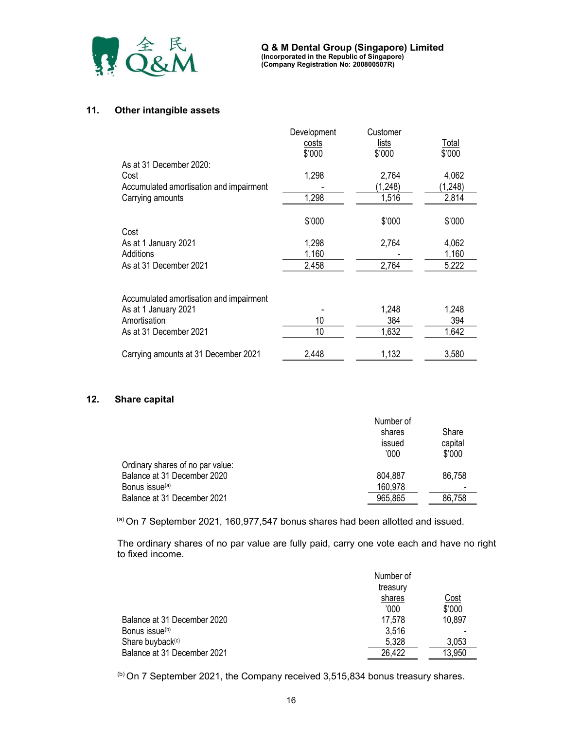## 11. Other intangible assets

| | Development costs | Customer lists | Total |
|---|---|---|---|
| | $'000 | $'000 | $'000 |
| As at 31 December 2020: | | | |
| Cost | 1,298 | 2,764 | 4,062 |
| Accumulated amortisation and impairment | - | (1,248) | (1,248) |
| Carrying amounts | 1,298 | 1,516 | 2,814 |
| | $'000 | $'000 | $'000 |
| Cost | | | |
| As at 1 January 2021 | 1,298 | 2,764 | 4,062 |
| Additions | 1,160 | - | 1,160 |
| As at 31 December 2021 | 2,458 | 2,764 | 5,222 |
| | | | |
| Accumulated amortisation and impairment | | | |
| As at 1 January 2021 | - | 1,248 | 1,248 |
| Amortisation | 10 | 384 | 394 |
| As at 31 December 2021 | 10 | 1,632 | 1,642 |
| | | | |
| Carrying amounts at 31 December 2021 | 2,448 | 1,132 | 3,580 |

## 12. Share capital

| | Number of shares issued | Share capital |
|---|---|---|
| | '000 | $'000 |
| Ordinary shares of no par value: | | |
| Balance at 31 December 2020 | 804,887 | 86,758 |
| Bonus issue[(a)] | 160,978 | - |
| Balance at 31 December 2021 | 965,865 | 86,758 |

[(a)] On 7 September 2021, 160,977,547 bonus shares had been allotted and issued.

The ordinary shares of no par value are fully paid, carry one vote each and have no right to fixed income.

| | Number of treasury shares | Cost |
|---|---|---|
| | '000 | $'000 |
| Balance at 31 December 2020 | 17,578 | 10,897 |
| Bonus issue[(b)] | 3,516 | - |
| Share buyback[(c)] | 5,328 | 3,053 |
| Balance at 31 December 2021 | 26,422 | 13,950 |

[(b)] On 7 September 2021, the Company received 3,515,834 bonus treasury shares.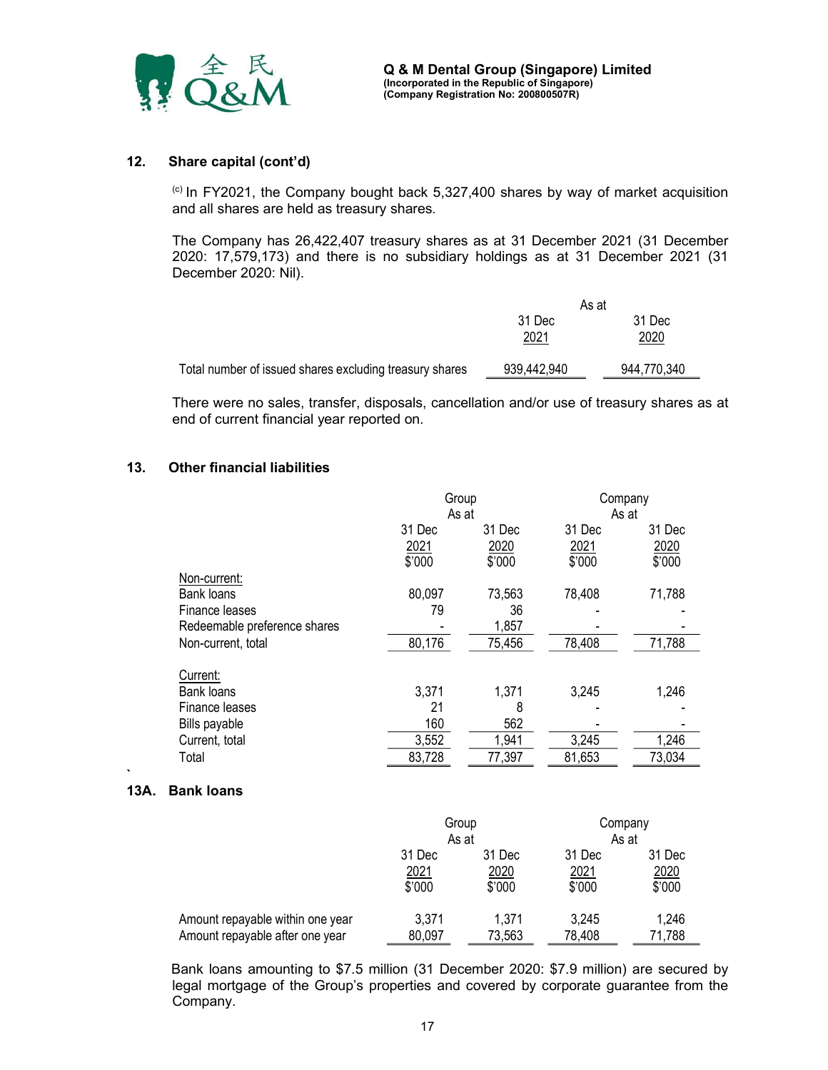## 12. Share capital (cont'd)

(c) In FY2021, the Company bought back 5,327,400 shares by way of market acquisition and all shares are held as treasury shares.

The Company has 26,422,407 treasury shares as at 31 December 2021 (31 December 2020: 17,579,173) and there is no subsidiary holdings as at 31 December 2021 (31 December 2020: Nil).

| | As at | |
|---|---|---|
| | 31 Dec 2021 | 31 Dec 2020 |
| Total number of issued shares excluding treasury shares | 939,442,940 | 944,770,340 |

There were no sales, transfer, disposals, cancellation and/or use of treasury shares as at end of current financial year reported on.

## 13. Other financial liabilities

| | Group As at | | Company As at | |
|---|---|---|---|---|
| | 31 Dec 2021 $'000 | 31 Dec 2020 $'000 | 31 Dec 2021 $'000 | 31 Dec 2020 $'000 |
| Non-current: | | | | |
| Bank loans | 80,097 | 73,563 | 78,408 | 71,788 |
| Finance leases | 79 | 36 | - | - |
| Redeemable preference shares | - | 1,857 | - | - |
| Non-current, total | 80,176 | 75,456 | 78,408 | 71,788 |
| Current: | | | | |
| Bank loans | 3,371 | 1,371 | 3,245 | 1,246 |
| Finance leases | 21 | 8 | - | - |
| Bills payable | 160 | 562 | - | - |
| Current, total | 3,552 | 1,941 | 3,245 | 1,246 |
| Total | 83,728 | 77,397 | 81,653 | 73,034 |

## 13A. Bank loans

| | Group As at | | Company As at | |
|---|---|---|---|---|
| | 31 Dec 2021 $'000 | 31 Dec 2020 $'000 | 31 Dec 2021 $'000 | 31 Dec 2020 $'000 |
| Amount repayable within one year | 3,371 | 1,371 | 3,245 | 1,246 |
| Amount repayable after one year | 80,097 | 73,563 | 78,408 | 71,788 |

Bank loans amounting to $7.5 million (31 December 2020: $7.9 million) are secured by legal mortgage of the Group's properties and covered by corporate guarantee from the Company.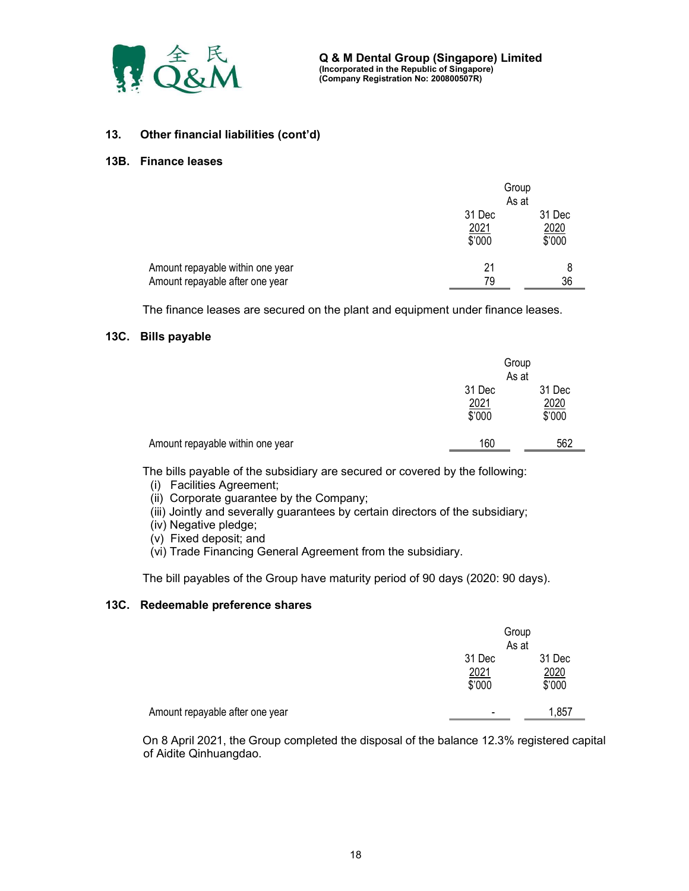### 13. Other financial liabilities (cont'd)

### 13B. Finance leases

| | Group As at | |
|---|---|---|
| | 31 Dec 2021 $'000 | 31 Dec 2020 $'000 |
| Amount repayable within one year | 21 | 8 |
| Amount repayable after one year | 79 | 36 |

The finance leases are secured on the plant and equipment under finance leases.

### 13C. Bills payable

| | Group As at | |
|---|---|---|
| | 31 Dec 2021 $'000 | 31 Dec 2020 $'000 |
| Amount repayable within one year | 160 | 562 |

The bills payable of the subsidiary are secured or covered by the following:

(i) Facilities Agreement;
(ii) Corporate guarantee by the Company;
(iii) Jointly and severally guarantees by certain directors of the subsidiary;
(iv) Negative pledge;
(v) Fixed deposit; and
(vi) Trade Financing General Agreement from the subsidiary.

The bill payables of the Group have maturity period of 90 days (2020: 90 days).

### 13C. Redeemable preference shares

| | Group As at | |
|---|---|---|
| | 31 Dec 2021 $'000 | 31 Dec 2020 $'000 |
| Amount repayable after one year | - | 1,857 |

On 8 April 2021, the Group completed the disposal of the balance 12.3% registered capital of Aidite Qinhuangdao.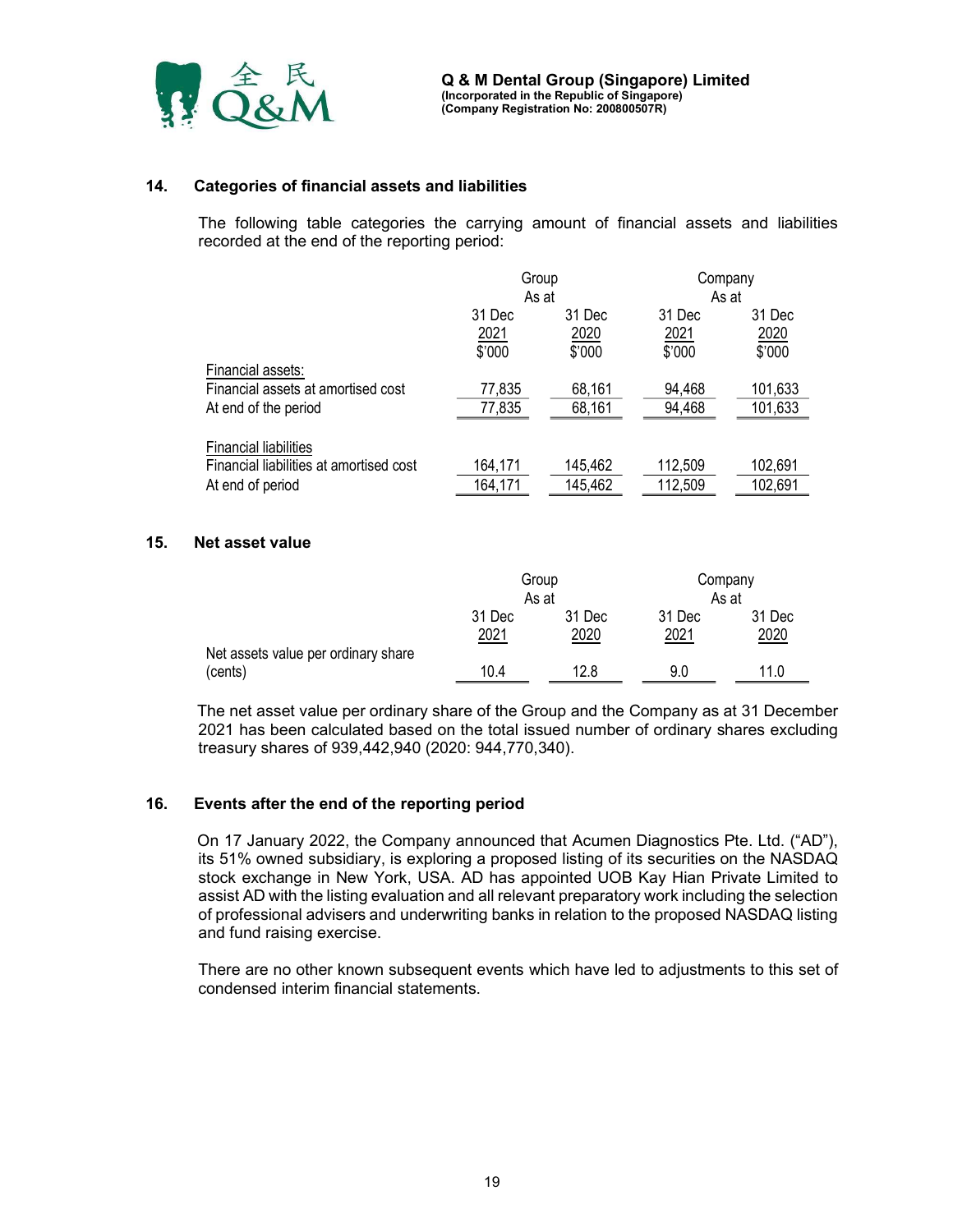## 14. Categories of financial assets and liabilities

The following table categories the carrying amount of financial assets and liabilities recorded at the end of the reporting period:

| | Group | | Company | |
|---|---|---|---|---|
| | As at | | As at | |
| | 31 Dec 2021 | 31 Dec 2020 | 31 Dec 2021 | 31 Dec 2020 |
| | $'000 | $'000 | $'000 | $'000 |
| Financial assets: | | | | |
| Financial assets at amortised cost | 77,835 | 68,161 | 94,468 | 101,633 |
| At end of the period | 77,835 | 68,161 | 94,468 | 101,633 |
| | | | | |
| Financial liabilities | | | | |
| Financial liabilities at amortised cost | 164,171 | 145,462 | 112,509 | 102,691 |
| At end of period | 164,171 | 145,462 | 112,509 | 102,691 |

## 15. Net asset value

| | Group | | Company | |
|---|---|---|---|---|
| | As at | | As at | |
| | 31 Dec 2021 | 31 Dec 2020 | 31 Dec 2021 | 31 Dec 2020 |
| Net assets value per ordinary share (cents) | 10.4 | 12.8 | 9.0 | 11.0 |

The net asset value per ordinary share of the Group and the Company as at 31 December 2021 has been calculated based on the total issued number of ordinary shares excluding treasury shares of 939,442,940 (2020: 944,770,340).

## 16. Events after the end of the reporting period

On 17 January 2022, the Company announced that Acumen Diagnostics Pte. Ltd. ("AD"), its 51% owned subsidiary, is exploring a proposed listing of its securities on the NASDAQ stock exchange in New York, USA. AD has appointed UOB Kay Hian Private Limited to assist AD with the listing evaluation and all relevant preparatory work including the selection of professional advisers and underwriting banks in relation to the proposed NASDAQ listing and fund raising exercise.

There are no other known subsequent events which have led to adjustments to this set of condensed interim financial statements.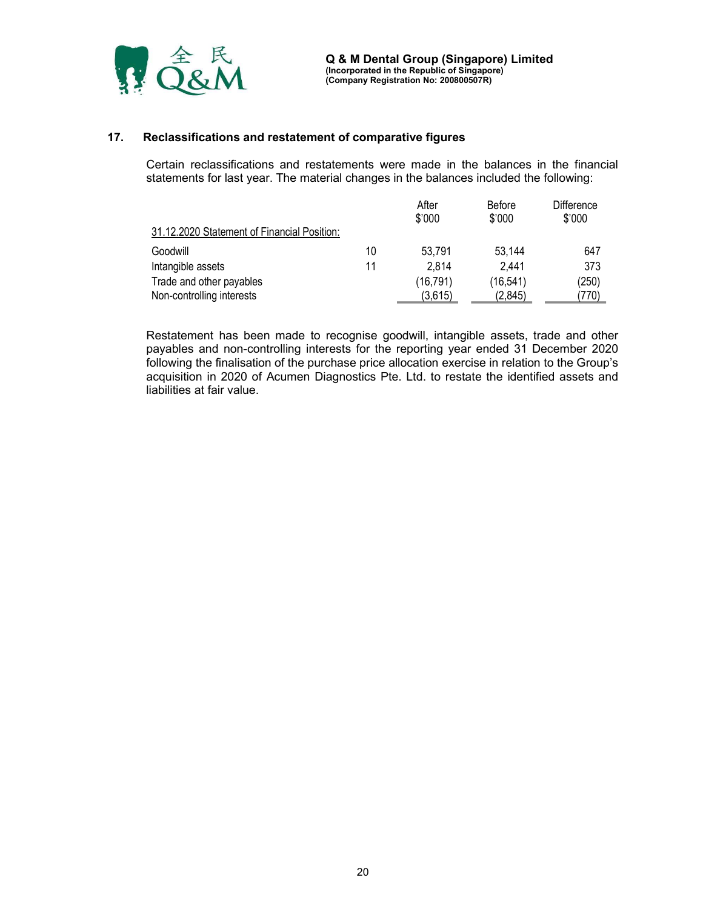## 17. Reclassifications and restatement of comparative figures

Certain reclassifications and restatements were made in the balances in the financial statements for last year. The material changes in the balances included the following:

| | | After<br>$'000 | Before<br>$'000 | Difference<br>$'000 |
|---|---|---|---|---|
| 31.12.2020 Statement of Financial Position: | | | | |
| Goodwill | 10 | 53,791 | 53,144 | 647 |
| Intangible assets | 11 | 2,814 | 2,441 | 373 |
| Trade and other payables | | (16,791) | (16,541) | (250) |
| Non-controlling interests | | (3,615) | (2,845) | (770) |

Restatement has been made to recognise goodwill, intangible assets, trade and other payables and non-controlling interests for the reporting year ended 31 December 2020 following the finalisation of the purchase price allocation exercise in relation to the Group's acquisition in 2020 of Acumen Diagnostics Pte. Ltd. to restate the identified assets and liabilities at fair value.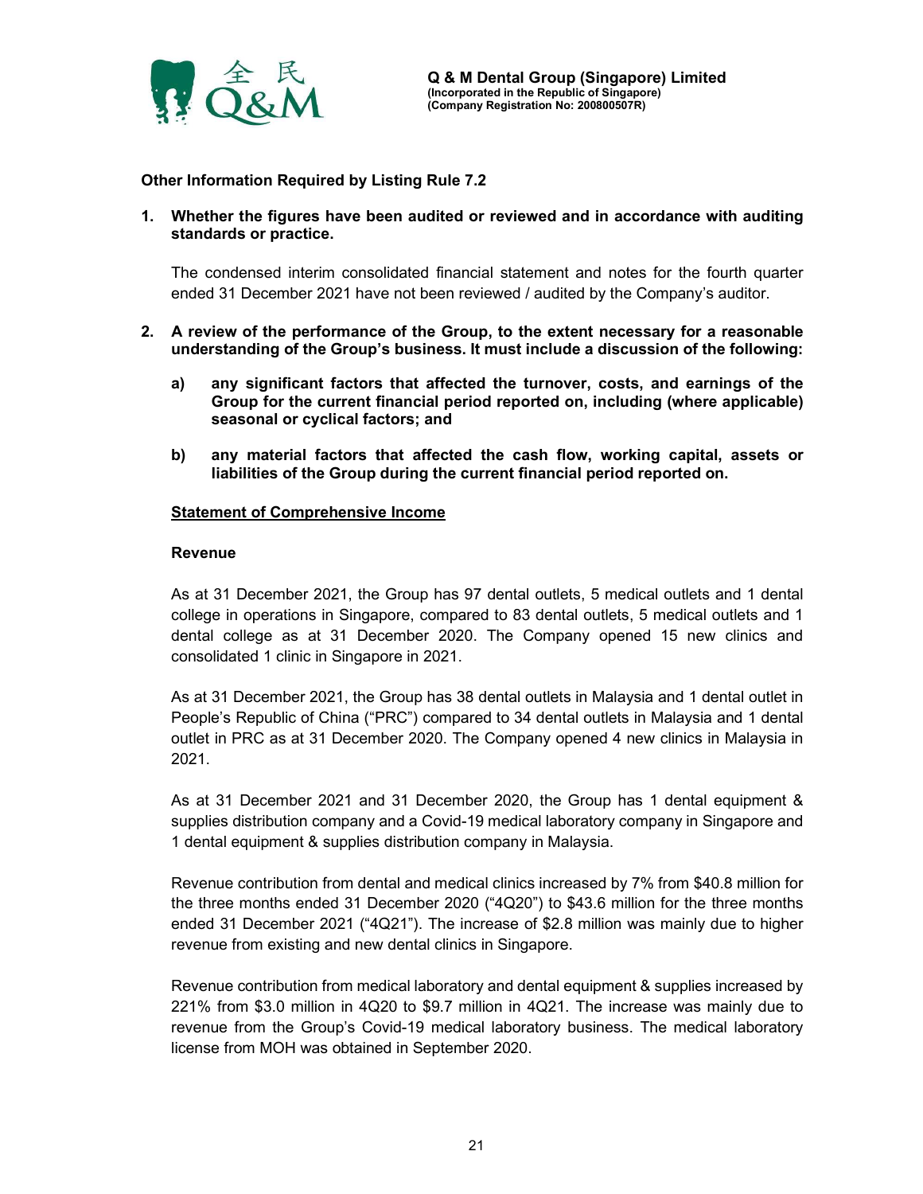**Other Information Required by Listing Rule 7.2**

**1. Whether the figures have been audited or reviewed and in accordance with auditing standards or practice.**

The condensed interim consolidated financial statement and notes for the fourth quarter ended 31 December 2021 have not been reviewed / audited by the Company's auditor.

**2. A review of the performance of the Group, to the extent necessary for a reasonable understanding of the Group's business. It must include a discussion of the following:**

**a) any significant factors that affected the turnover, costs, and earnings of the Group for the current financial period reported on, including (where applicable) seasonal or cyclical factors; and**

**b) any material factors that affected the cash flow, working capital, assets or liabilities of the Group during the current financial period reported on.**

**Statement of Comprehensive Income**

**Revenue**

As at 31 December 2021, the Group has 97 dental outlets, 5 medical outlets and 1 dental college in operations in Singapore, compared to 83 dental outlets, 5 medical outlets and 1 dental college as at 31 December 2020. The Company opened 15 new clinics and consolidated 1 clinic in Singapore in 2021.

As at 31 December 2021, the Group has 38 dental outlets in Malaysia and 1 dental outlet in People's Republic of China ("PRC") compared to 34 dental outlets in Malaysia and 1 dental outlet in PRC as at 31 December 2020. The Company opened 4 new clinics in Malaysia in 2021.

As at 31 December 2021 and 31 December 2020, the Group has 1 dental equipment & supplies distribution company and a Covid-19 medical laboratory company in Singapore and 1 dental equipment & supplies distribution company in Malaysia.

Revenue contribution from dental and medical clinics increased by 7% from $40.8 million for the three months ended 31 December 2020 ("4Q20") to $43.6 million for the three months ended 31 December 2021 ("4Q21"). The increase of $2.8 million was mainly due to higher revenue from existing and new dental clinics in Singapore.

Revenue contribution from medical laboratory and dental equipment & supplies increased by 221% from $3.0 million in 4Q20 to $9.7 million in 4Q21. The increase was mainly due to revenue from the Group's Covid-19 medical laboratory business. The medical laboratory license from MOH was obtained in September 2020.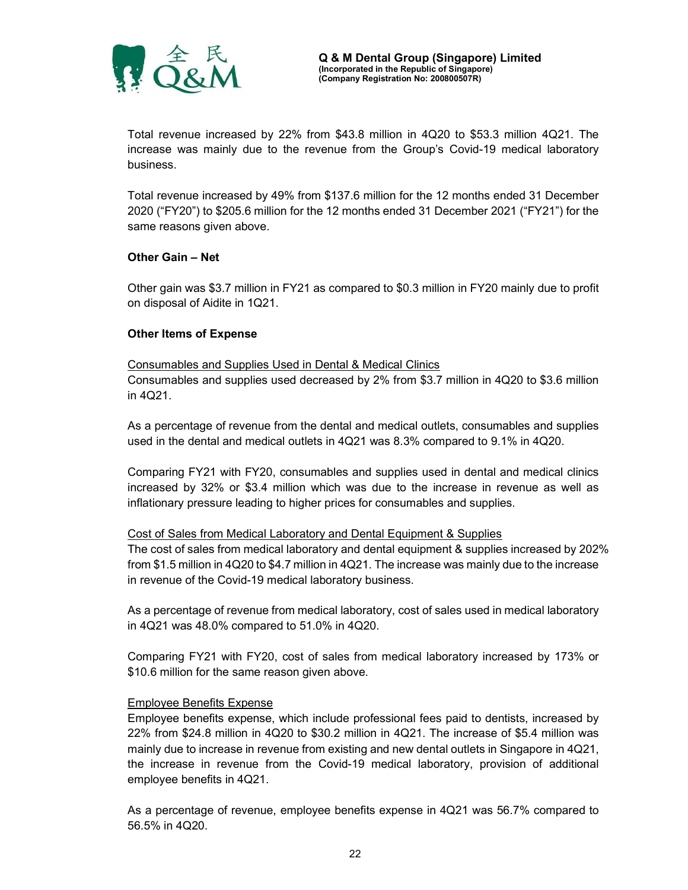Total revenue increased by 22% from $43.8 million in 4Q20 to $53.3 million 4Q21. The increase was mainly due to the revenue from the Group's Covid-19 medical laboratory business.

Total revenue increased by 49% from $137.6 million for the 12 months ended 31 December 2020 ("FY20") to $205.6 million for the 12 months ended 31 December 2021 ("FY21") for the same reasons given above.

**Other Gain – Net**

Other gain was $3.7 million in FY21 as compared to $0.3 million in FY20 mainly due to profit on disposal of Aidite in 1Q21.

**Other Items of Expense**

Consumables and Supplies Used in Dental & Medical Clinics

Consumables and supplies used decreased by 2% from $3.7 million in 4Q20 to $3.6 million in 4Q21.

As a percentage of revenue from the dental and medical outlets, consumables and supplies used in the dental and medical outlets in 4Q21 was 8.3% compared to 9.1% in 4Q20.

Comparing FY21 with FY20, consumables and supplies used in dental and medical clinics increased by 32% or $3.4 million which was due to the increase in revenue as well as inflationary pressure leading to higher prices for consumables and supplies.

Cost of Sales from Medical Laboratory and Dental Equipment & Supplies

The cost of sales from medical laboratory and dental equipment & supplies increased by 202% from $1.5 million in 4Q20 to $4.7 million in 4Q21. The increase was mainly due to the increase in revenue of the Covid-19 medical laboratory business.

As a percentage of revenue from medical laboratory, cost of sales used in medical laboratory in 4Q21 was 48.0% compared to 51.0% in 4Q20.

Comparing FY21 with FY20, cost of sales from medical laboratory increased by 173% or $10.6 million for the same reason given above.

Employee Benefits Expense

Employee benefits expense, which include professional fees paid to dentists, increased by 22% from $24.8 million in 4Q20 to $30.2 million in 4Q21. The increase of $5.4 million was mainly due to increase in revenue from existing and new dental outlets in Singapore in 4Q21, the increase in revenue from the Covid-19 medical laboratory, provision of additional employee benefits in 4Q21.

As a percentage of revenue, employee benefits expense in 4Q21 was 56.7% compared to 56.5% in 4Q20.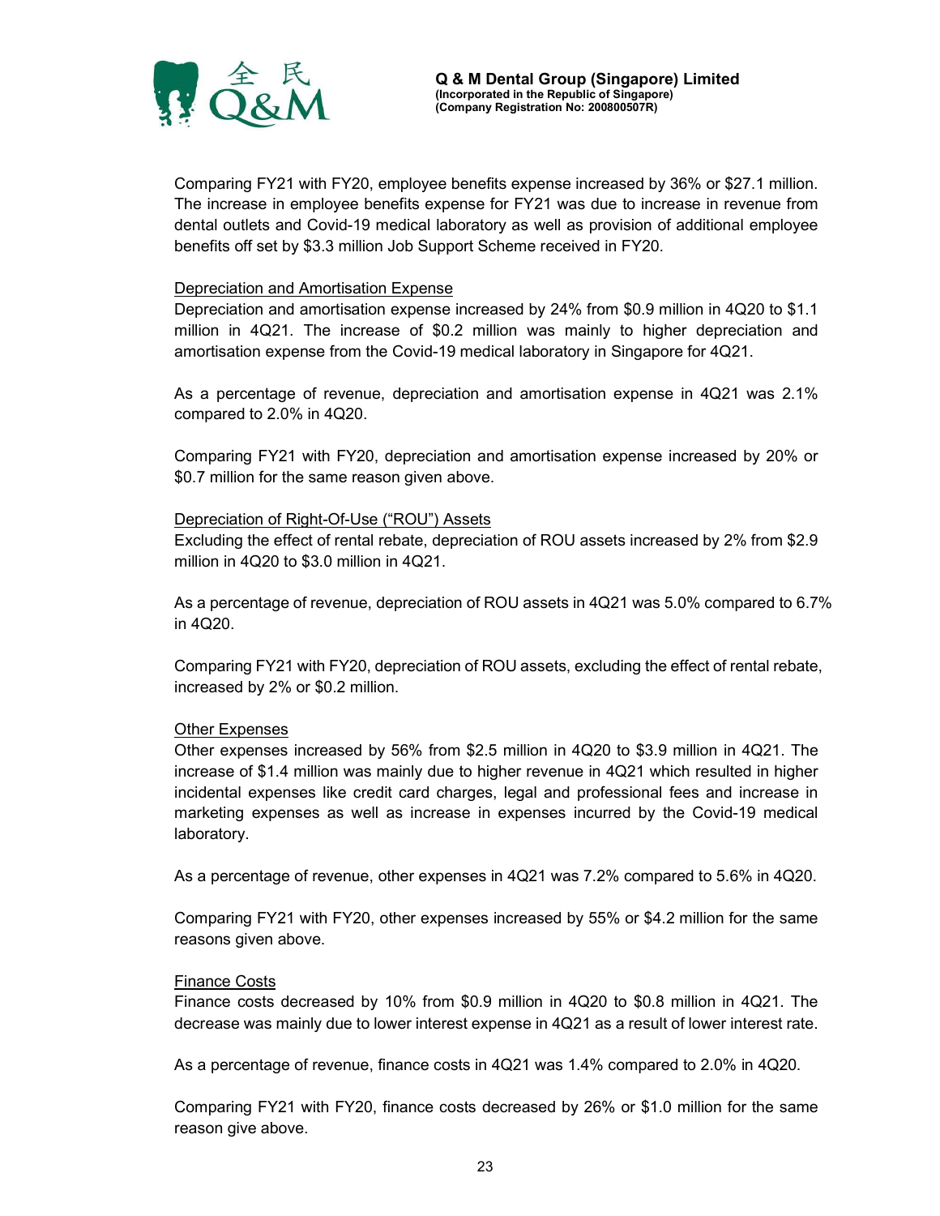Comparing FY21 with FY20, employee benefits expense increased by 36% or $27.1 million. The increase in employee benefits expense for FY21 was due to increase in revenue from dental outlets and Covid-19 medical laboratory as well as provision of additional employee benefits off set by $3.3 million Job Support Scheme received in FY20.

Depreciation and Amortisation Expense

Depreciation and amortisation expense increased by 24% from $0.9 million in 4Q20 to $1.1 million in 4Q21. The increase of $0.2 million was mainly to higher depreciation and amortisation expense from the Covid-19 medical laboratory in Singapore for 4Q21.

As a percentage of revenue, depreciation and amortisation expense in 4Q21 was 2.1% compared to 2.0% in 4Q20.

Comparing FY21 with FY20, depreciation and amortisation expense increased by 20% or $0.7 million for the same reason given above.

Depreciation of Right-Of-Use ("ROU") Assets

Excluding the effect of rental rebate, depreciation of ROU assets increased by 2% from $2.9 million in 4Q20 to $3.0 million in 4Q21.

As a percentage of revenue, depreciation of ROU assets in 4Q21 was 5.0% compared to 6.7% in 4Q20.

Comparing FY21 with FY20, depreciation of ROU assets, excluding the effect of rental rebate, increased by 2% or $0.2 million.

Other Expenses

Other expenses increased by 56% from $2.5 million in 4Q20 to $3.9 million in 4Q21. The increase of $1.4 million was mainly due to higher revenue in 4Q21 which resulted in higher incidental expenses like credit card charges, legal and professional fees and increase in marketing expenses as well as increase in expenses incurred by the Covid-19 medical laboratory.

As a percentage of revenue, other expenses in 4Q21 was 7.2% compared to 5.6% in 4Q20.

Comparing FY21 with FY20, other expenses increased by 55% or $4.2 million for the same reasons given above.

Finance Costs

Finance costs decreased by 10% from $0.9 million in 4Q20 to $0.8 million in 4Q21. The decrease was mainly due to lower interest expense in 4Q21 as a result of lower interest rate.

As a percentage of revenue, finance costs in 4Q21 was 1.4% compared to 2.0% in 4Q20.

Comparing FY21 with FY20, finance costs decreased by 26% or $1.0 million for the same reason give above.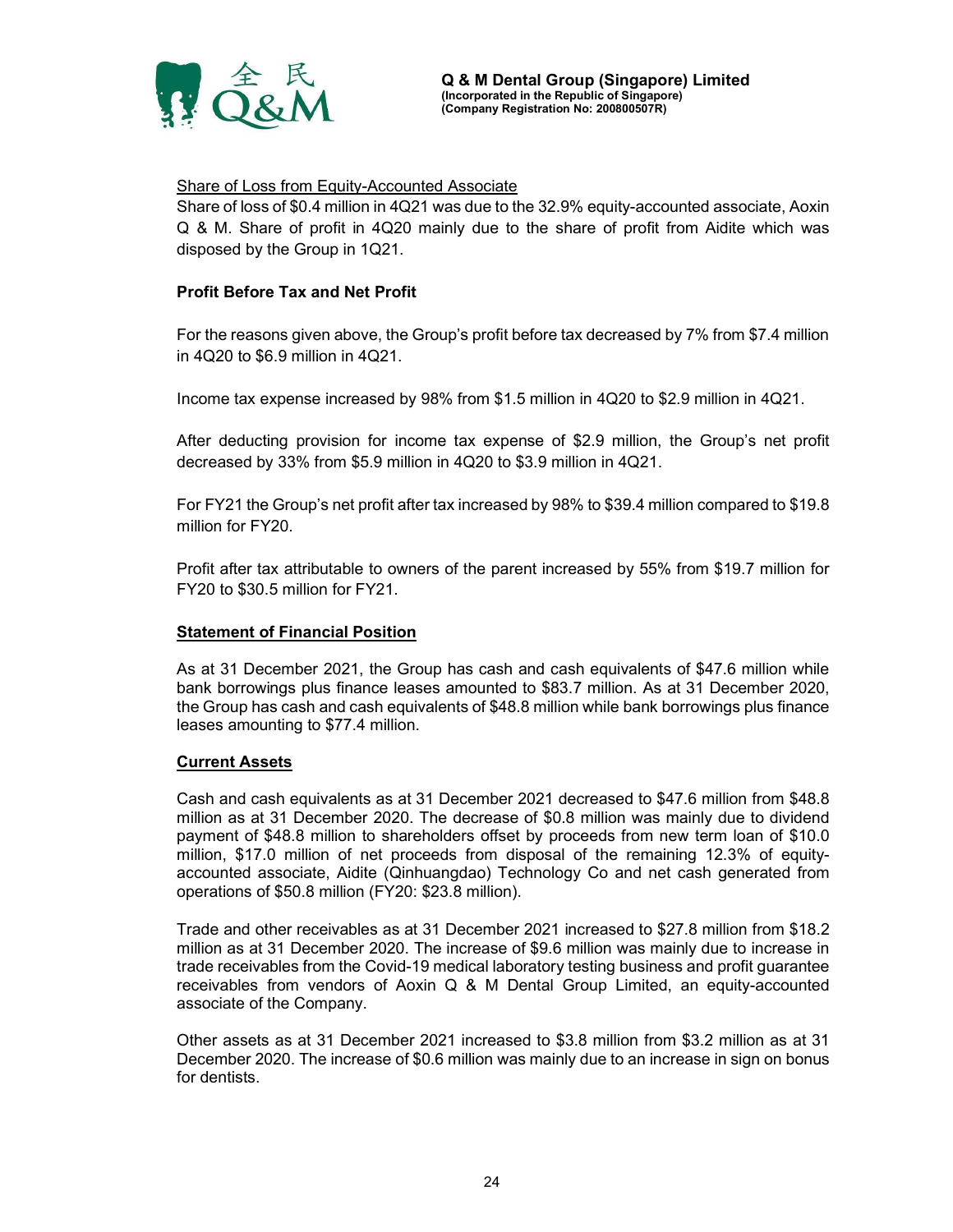<u>Share of Loss from Equity-Accounted Associate</u>

Share of loss of $0.4 million in 4Q21 was due to the 32.9% equity-accounted associate, Aoxin Q & M. Share of profit in 4Q20 mainly due to the share of profit from Aidite which was disposed by the Group in 1Q21.

**Profit Before Tax and Net Profit**

For the reasons given above, the Group's profit before tax decreased by 7% from $7.4 million in 4Q20 to $6.9 million in 4Q21.

Income tax expense increased by 98% from $1.5 million in 4Q20 to $2.9 million in 4Q21.

After deducting provision for income tax expense of $2.9 million, the Group's net profit decreased by 33% from $5.9 million in 4Q20 to $3.9 million in 4Q21.

For FY21 the Group's net profit after tax increased by 98% to $39.4 million compared to $19.8 million for FY20.

Profit after tax attributable to owners of the parent increased by 55% from $19.7 million for FY20 to $30.5 million for FY21.

**<u>Statement of Financial Position</u>**

As at 31 December 2021, the Group has cash and cash equivalents of $47.6 million while bank borrowings plus finance leases amounted to $83.7 million. As at 31 December 2020, the Group has cash and cash equivalents of $48.8 million while bank borrowings plus finance leases amounting to $77.4 million.

**<u>Current Assets</u>**

Cash and cash equivalents as at 31 December 2021 decreased to $47.6 million from $48.8 million as at 31 December 2020. The decrease of $0.8 million was mainly due to dividend payment of $48.8 million to shareholders offset by proceeds from new term loan of $10.0 million, $17.0 million of net proceeds from disposal of the remaining 12.3% of equity-accounted associate, Aidite (Qinhuangdao) Technology Co and net cash generated from operations of $50.8 million (FY20: $23.8 million).

Trade and other receivables as at 31 December 2021 increased to $27.8 million from $18.2 million as at 31 December 2020. The increase of $9.6 million was mainly due to increase in trade receivables from the Covid-19 medical laboratory testing business and profit guarantee receivables from vendors of Aoxin Q & M Dental Group Limited, an equity-accounted associate of the Company.

Other assets as at 31 December 2021 increased to $3.8 million from $3.2 million as at 31 December 2020. The increase of $0.6 million was mainly due to an increase in sign on bonus for dentists.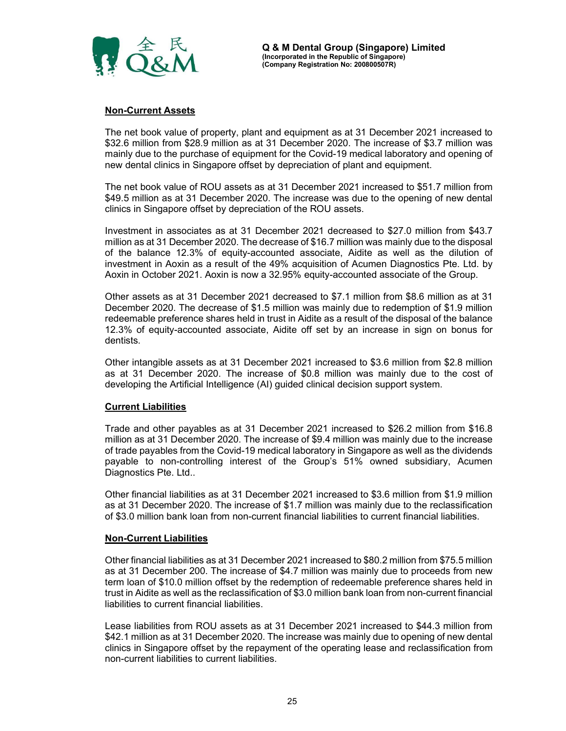## Non-Current Assets

The net book value of property, plant and equipment as at 31 December 2021 increased to $32.6 million from $28.9 million as at 31 December 2020. The increase of $3.7 million was mainly due to the purchase of equipment for the Covid-19 medical laboratory and opening of new dental clinics in Singapore offset by depreciation of plant and equipment.

The net book value of ROU assets as at 31 December 2021 increased to $51.7 million from $49.5 million as at 31 December 2020. The increase was due to the opening of new dental clinics in Singapore offset by depreciation of the ROU assets.

Investment in associates as at 31 December 2021 decreased to $27.0 million from $43.7 million as at 31 December 2020. The decrease of $16.7 million was mainly due to the disposal of the balance 12.3% of equity-accounted associate, Aidite as well as the dilution of investment in Aoxin as a result of the 49% acquisition of Acumen Diagnostics Pte. Ltd. by Aoxin in October 2021. Aoxin is now a 32.95% equity-accounted associate of the Group.

Other assets as at 31 December 2021 decreased to $7.1 million from $8.6 million as at 31 December 2020. The decrease of $1.5 million was mainly due to redemption of $1.9 million redeemable preference shares held in trust in Aidite as a result of the disposal of the balance 12.3% of equity-accounted associate, Aidite off set by an increase in sign on bonus for dentists.

Other intangible assets as at 31 December 2021 increased to $3.6 million from $2.8 million as at 31 December 2020. The increase of $0.8 million was mainly due to the cost of developing the Artificial Intelligence (AI) guided clinical decision support system.

## Current Liabilities

Trade and other payables as at 31 December 2021 increased to $26.2 million from $16.8 million as at 31 December 2020. The increase of $9.4 million was mainly due to the increase of trade payables from the Covid-19 medical laboratory in Singapore as well as the dividends payable to non-controlling interest of the Group's 51% owned subsidiary, Acumen Diagnostics Pte. Ltd..

Other financial liabilities as at 31 December 2021 increased to $3.6 million from $1.9 million as at 31 December 2020. The increase of $1.7 million was mainly due to the reclassification of $3.0 million bank loan from non-current financial liabilities to current financial liabilities.

## Non-Current Liabilities

Other financial liabilities as at 31 December 2021 increased to $80.2 million from $75.5 million as at 31 December 200. The increase of $4.7 million was mainly due to proceeds from new term loan of $10.0 million offset by the redemption of redeemable preference shares held in trust in Aidite as well as the reclassification of $3.0 million bank loan from non-current financial liabilities to current financial liabilities.

Lease liabilities from ROU assets as at 31 December 2021 increased to $44.3 million from $42.1 million as at 31 December 2020. The increase was mainly due to opening of new dental clinics in Singapore offset by the repayment of the operating lease and reclassification from non-current liabilities to current liabilities.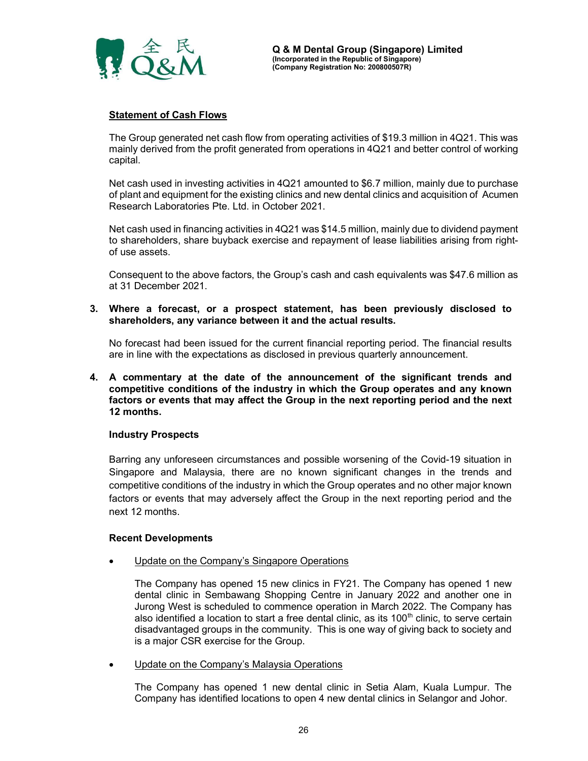**Statement of Cash Flows**

The Group generated net cash flow from operating activities of $19.3 million in 4Q21. This was mainly derived from the profit generated from operations in 4Q21 and better control of working capital.

Net cash used in investing activities in 4Q21 amounted to $6.7 million, mainly due to purchase of plant and equipment for the existing clinics and new dental clinics and acquisition of Acumen Research Laboratories Pte. Ltd. in October 2021.

Net cash used in financing activities in 4Q21 was $14.5 million, mainly due to dividend payment to shareholders, share buyback exercise and repayment of lease liabilities arising from right-of use assets.

Consequent to the above factors, the Group's cash and cash equivalents was $47.6 million as at 31 December 2021.

**3. Where a forecast, or a prospect statement, has been previously disclosed to shareholders, any variance between it and the actual results.**

No forecast had been issued for the current financial reporting period. The financial results are in line with the expectations as disclosed in previous quarterly announcement.

**4. A commentary at the date of the announcement of the significant trends and competitive conditions of the industry in which the Group operates and any known factors or events that may affect the Group in the next reporting period and the next 12 months.**

**Industry Prospects**

Barring any unforeseen circumstances and possible worsening of the Covid-19 situation in Singapore and Malaysia, there are no known significant changes in the trends and competitive conditions of the industry in which the Group operates and no other major known factors or events that may adversely affect the Group in the next reporting period and the next 12 months.

**Recent Developments**

- Update on the Company's Singapore Operations

  The Company has opened 15 new clinics in FY21. The Company has opened 1 new dental clinic in Sembawang Shopping Centre in January 2022 and another one in Jurong West is scheduled to commence operation in March 2022. The Company has also identified a location to start a free dental clinic, as its 100th clinic, to serve certain disadvantaged groups in the community. This is one way of giving back to society and is a major CSR exercise for the Group.

- Update on the Company's Malaysia Operations

  The Company has opened 1 new dental clinic in Setia Alam, Kuala Lumpur. The Company has identified locations to open 4 new dental clinics in Selangor and Johor.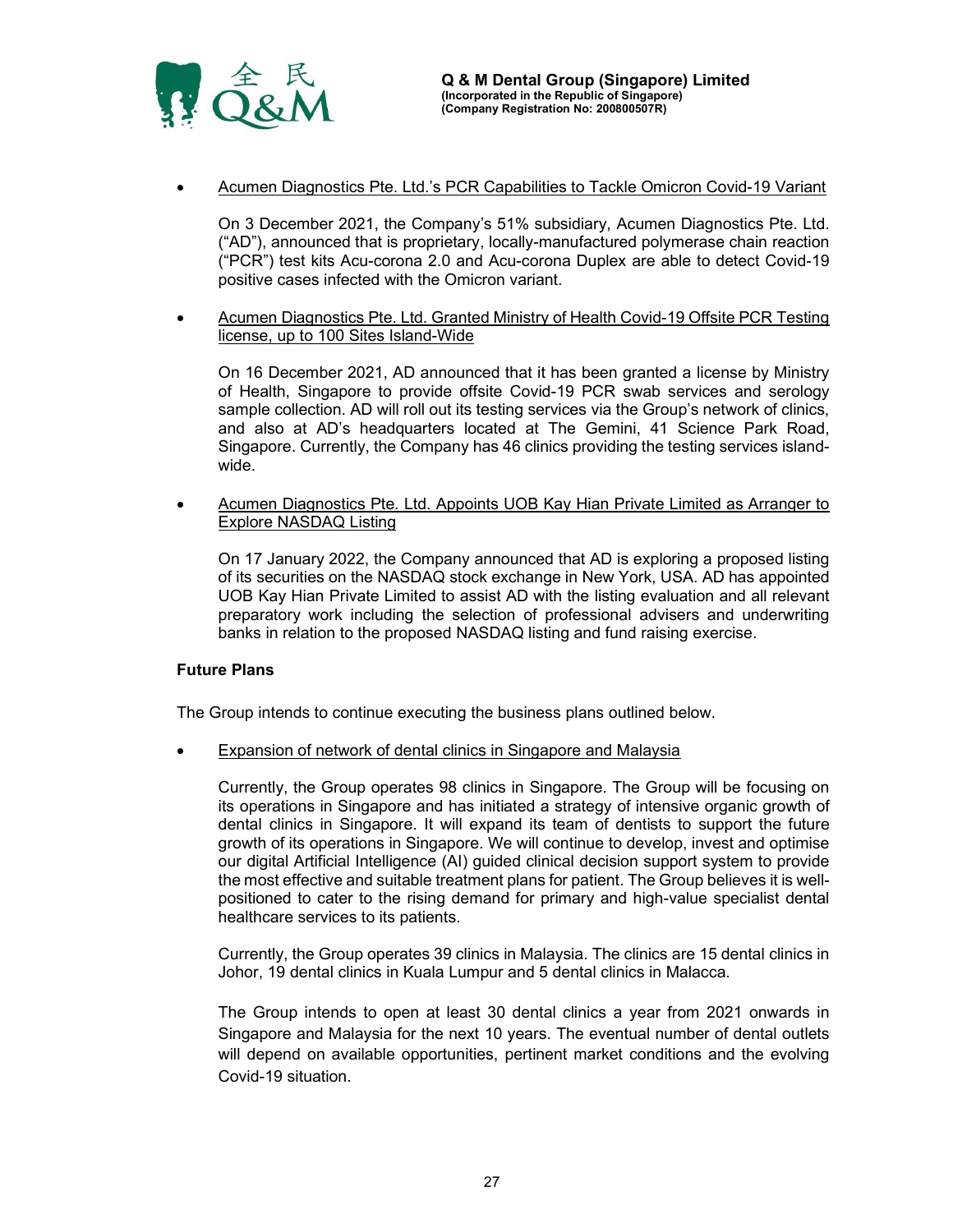- Acumen Diagnostics Pte. Ltd.'s PCR Capabilities to Tackle Omicron Covid-19 Variant

  On 3 December 2021, the Company's 51% subsidiary, Acumen Diagnostics Pte. Ltd. ("AD"), announced that is proprietary, locally-manufactured polymerase chain reaction ("PCR") test kits Acu-corona 2.0 and Acu-corona Duplex are able to detect Covid-19 positive cases infected with the Omicron variant.

- Acumen Diagnostics Pte. Ltd. Granted Ministry of Health Covid-19 Offsite PCR Testing license, up to 100 Sites Island-Wide

  On 16 December 2021, AD announced that it has been granted a license by Ministry of Health, Singapore to provide offsite Covid-19 PCR swab services and serology sample collection. AD will roll out its testing services via the Group's network of clinics, and also at AD's headquarters located at The Gemini, 41 Science Park Road, Singapore. Currently, the Company has 46 clinics providing the testing services island-wide.

- Acumen Diagnostics Pte. Ltd. Appoints UOB Kay Hian Private Limited as Arranger to Explore NASDAQ Listing

  On 17 January 2022, the Company announced that AD is exploring a proposed listing of its securities on the NASDAQ stock exchange in New York, USA. AD has appointed UOB Kay Hian Private Limited to assist AD with the listing evaluation and all relevant preparatory work including the selection of professional advisers and underwriting banks in relation to the proposed NASDAQ listing and fund raising exercise.

**Future Plans**

The Group intends to continue executing the business plans outlined below.

- Expansion of network of dental clinics in Singapore and Malaysia

  Currently, the Group operates 98 clinics in Singapore. The Group will be focusing on its operations in Singapore and has initiated a strategy of intensive organic growth of dental clinics in Singapore. It will expand its team of dentists to support the future growth of its operations in Singapore. We will continue to develop, invest and optimise our digital Artificial Intelligence (AI) guided clinical decision support system to provide the most effective and suitable treatment plans for patient. The Group believes it is well-positioned to cater to the rising demand for primary and high-value specialist dental healthcare services to its patients.

  Currently, the Group operates 39 clinics in Malaysia. The clinics are 15 dental clinics in Johor, 19 dental clinics in Kuala Lumpur and 5 dental clinics in Malacca.

  The Group intends to open at least 30 dental clinics a year from 2021 onwards in Singapore and Malaysia for the next 10 years. The eventual number of dental outlets will depend on available opportunities, pertinent market conditions and the evolving Covid-19 situation.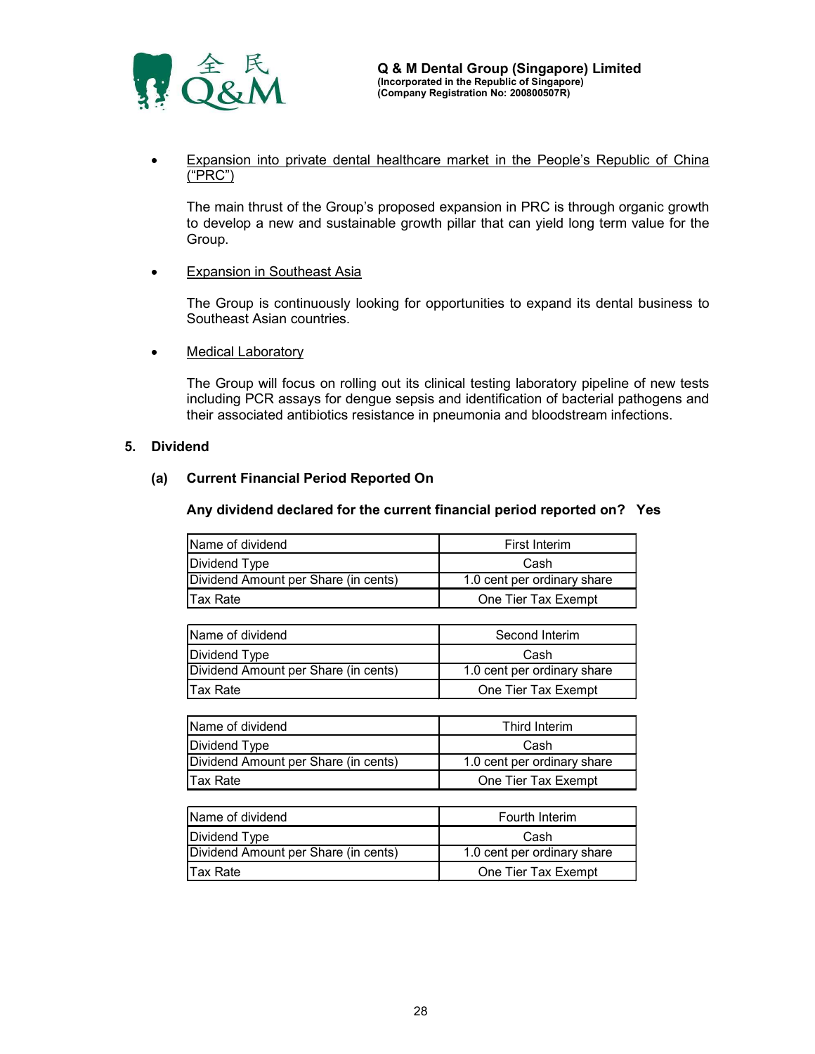- <u>Expansion into private dental healthcare market in the People's Republic of China ("PRC")</u>

  The main thrust of the Group's proposed expansion in PRC is through organic growth to develop a new and sustainable growth pillar that can yield long term value for the Group.

- <u>Expansion in Southeast Asia</u>

  The Group is continuously looking for opportunities to expand its dental business to Southeast Asian countries.

- <u>Medical Laboratory</u>

  The Group will focus on rolling out its clinical testing laboratory pipeline of new tests including PCR assays for dengue sepsis and identification of bacterial pathogens and their associated antibiotics resistance in pneumonia and bloodstream infections.

## 5. Dividend

### (a) Current Financial Period Reported On

**Any dividend declared for the current financial period reported on? Yes**

| Name of dividend | First Interim |
|---|---|
| Dividend Type | Cash |
| Dividend Amount per Share (in cents) | 1.0 cent per ordinary share |
| Tax Rate | One Tier Tax Exempt |

| Name of dividend | Second Interim |
|---|---|
| Dividend Type | Cash |
| Dividend Amount per Share (in cents) | 1.0 cent per ordinary share |
| Tax Rate | One Tier Tax Exempt |

| Name of dividend | Third Interim |
|---|---|
| Dividend Type | Cash |
| Dividend Amount per Share (in cents) | 1.0 cent per ordinary share |
| Tax Rate | One Tier Tax Exempt |

| Name of dividend | Fourth Interim |
|---|---|
| Dividend Type | Cash |
| Dividend Amount per Share (in cents) | 1.0 cent per ordinary share |
| Tax Rate | One Tier Tax Exempt |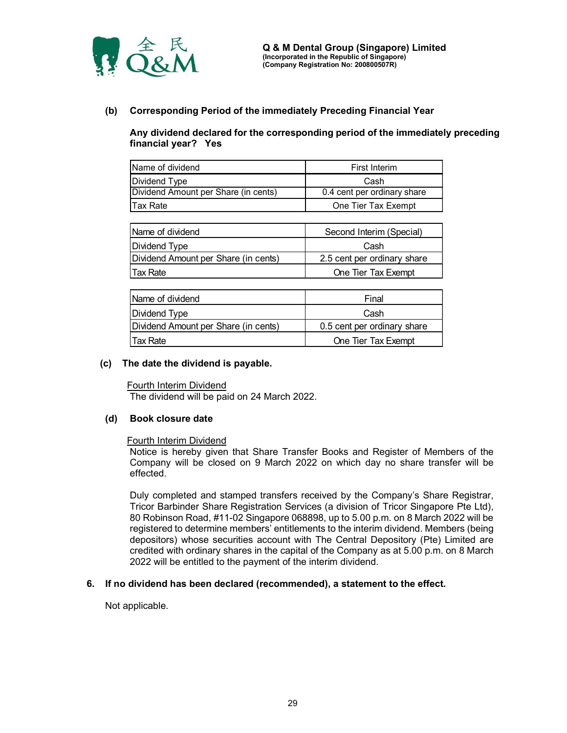**(b) Corresponding Period of the immediately Preceding Financial Year**

**Any dividend declared for the corresponding period of the immediately preceding financial year? Yes**

| Name of dividend | First Interim |
|---|---|
| Dividend Type | Cash |
| Dividend Amount per Share (in cents) | 0.4 cent per ordinary share |
| Tax Rate | One Tier Tax Exempt |

| Name of dividend | Second Interim (Special) |
|---|---|
| Dividend Type | Cash |
| Dividend Amount per Share (in cents) | 2.5 cent per ordinary share |
| Tax Rate | One Tier Tax Exempt |

| Name of dividend | Final |
|---|---|
| Dividend Type | Cash |
| Dividend Amount per Share (in cents) | 0.5 cent per ordinary share |
| Tax Rate | One Tier Tax Exempt |

**(c) The date the dividend is payable.**

Fourth Interim Dividend
The dividend will be paid on 24 March 2022.

**(d) Book closure date**

Fourth Interim Dividend
Notice is hereby given that Share Transfer Books and Register of Members of the Company will be closed on 9 March 2022 on which day no share transfer will be effected.

Duly completed and stamped transfers received by the Company's Share Registrar, Tricor Barbinder Share Registration Services (a division of Tricor Singapore Pte Ltd), 80 Robinson Road, #11-02 Singapore 068898, up to 5.00 p.m. on 8 March 2022 will be registered to determine members' entitlements to the interim dividend. Members (being depositors) whose securities account with The Central Depository (Pte) Limited are credited with ordinary shares in the capital of the Company as at 5.00 p.m. on 8 March 2022 will be entitled to the payment of the interim dividend.

**6. If no dividend has been declared (recommended), a statement to the effect.**

Not applicable.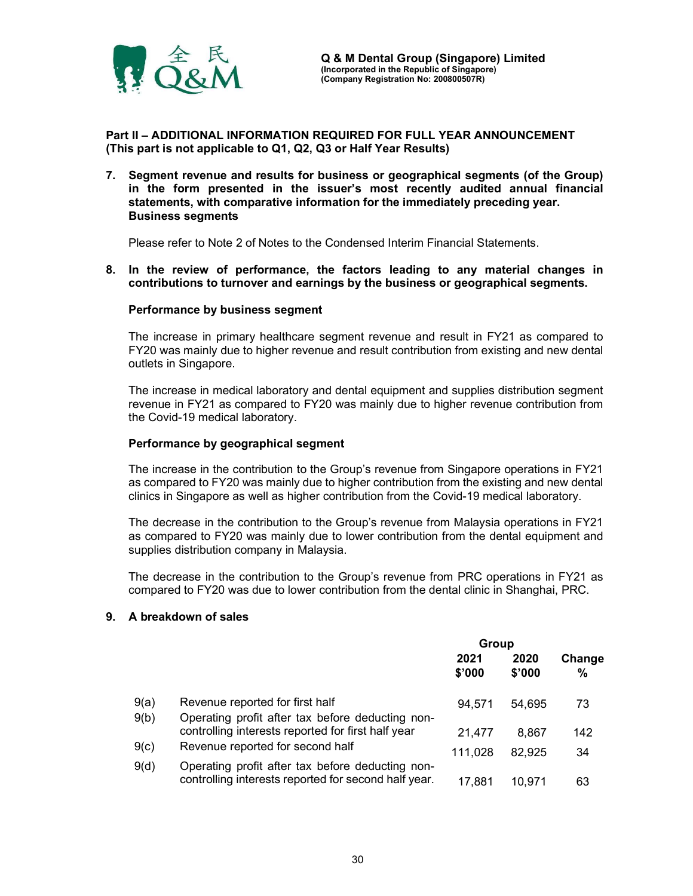## Part II – ADDITIONAL INFORMATION REQUIRED FOR FULL YEAR ANNOUNCEMENT
**(This part is not applicable to Q1, Q2, Q3 or Half Year Results)**

**7. Segment revenue and results for business or geographical segments (of the Group) in the form presented in the issuer's most recently audited annual financial statements, with comparative information for the immediately preceding year. Business segments**

Please refer to Note 2 of Notes to the Condensed Interim Financial Statements.

**8. In the review of performance, the factors leading to any material changes in contributions to turnover and earnings by the business or geographical segments.**

**Performance by business segment**

The increase in primary healthcare segment revenue and result in FY21 as compared to FY20 was mainly due to higher revenue and result contribution from existing and new dental outlets in Singapore.

The increase in medical laboratory and dental equipment and supplies distribution segment revenue in FY21 as compared to FY20 was mainly due to higher revenue contribution from the Covid-19 medical laboratory.

**Performance by geographical segment**

The increase in the contribution to the Group's revenue from Singapore operations in FY21 as compared to FY20 was mainly due to higher contribution from the existing and new dental clinics in Singapore as well as higher contribution from the Covid-19 medical laboratory.

The decrease in the contribution to the Group's revenue from Malaysia operations in FY21 as compared to FY20 was mainly due to lower contribution from the dental equipment and supplies distribution company in Malaysia.

The decrease in the contribution to the Group's revenue from PRC operations in FY21 as compared to FY20 was due to lower contribution from the dental clinic in Shanghai, PRC.

**9. A breakdown of sales**

| | | Group | | |
|---|---|---|---|---|
| | | **2021 $'000** | **2020 $'000** | **Change %** |
| 9(a) | Revenue reported for first half | 94,571 | 54,695 | 73 |
| 9(b) | Operating profit after tax before deducting non-controlling interests reported for first half year | 21,477 | 8,867 | 142 |
| 9(c) | Revenue reported for second half | 111,028 | 82,925 | 34 |
| 9(d) | Operating profit after tax before deducting non-controlling interests reported for second half year. | 17,881 | 10,971 | 63 |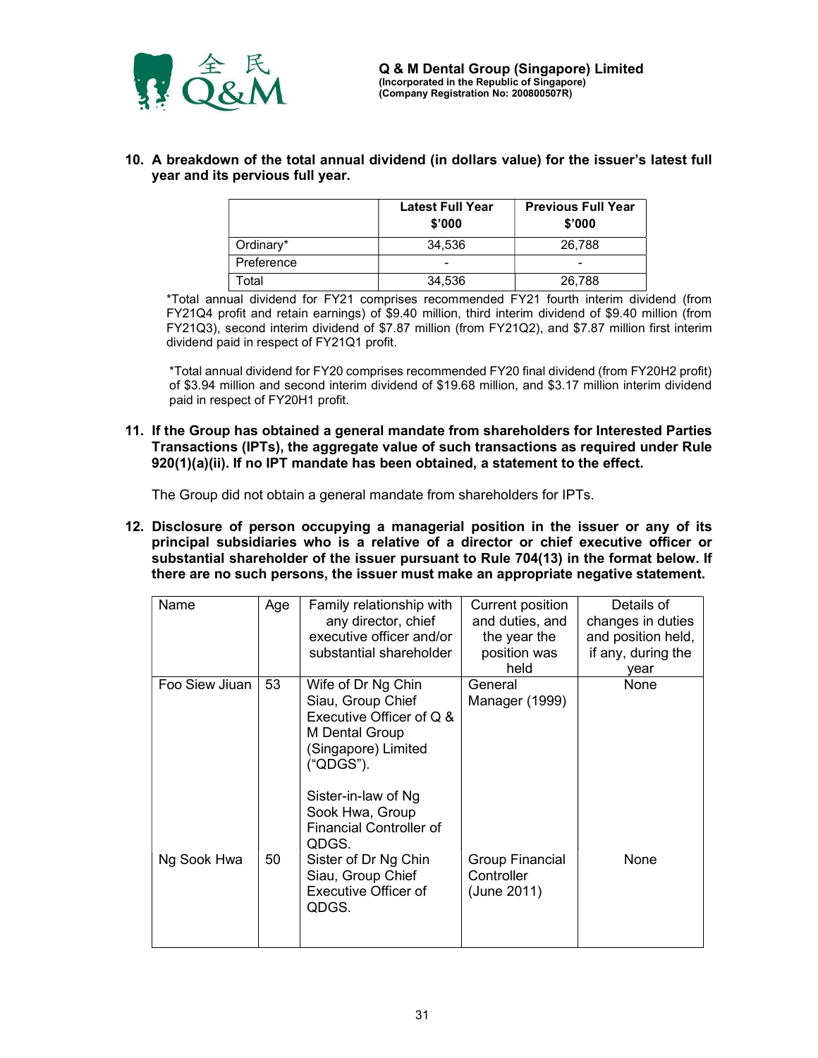**10. A breakdown of the total annual dividend (in dollars value) for the issuer's latest full year and its pervious full year.**

| | Latest Full Year $'000 | Previous Full Year $'000 |
|---|---|---|
| Ordinary* | 34,536 | 26,788 |
| Preference | - | - |
| Total | 34,536 | 26,788 |

*Total annual dividend for FY21 comprises recommended FY21 fourth interim dividend (from FY21Q4 profit and retain earnings) of $9.40 million, third interim dividend of $9.40 million (from FY21Q3), second interim dividend of $7.87 million (from FY21Q2), and $7.87 million first interim dividend paid in respect of FY21Q1 profit.

*Total annual dividend for FY20 comprises recommended FY20 final dividend (from FY20H2 profit) of $3.94 million and second interim dividend of $19.68 million, and $3.17 million interim dividend paid in respect of FY20H1 profit.

**11. If the Group has obtained a general mandate from shareholders for Interested Parties Transactions (IPTs), the aggregate value of such transactions as required under Rule 920(1)(a)(ii). If no IPT mandate has been obtained, a statement to the effect.**

The Group did not obtain a general mandate from shareholders for IPTs.

**12. Disclosure of person occupying a managerial position in the issuer or any of its principal subsidiaries who is a relative of a director or chief executive officer or substantial shareholder of the issuer pursuant to Rule 704(13) in the format below. If there are no such persons, the issuer must make an appropriate negative statement.**

| Name | Age | Family relationship with any director, chief executive officer and/or substantial shareholder | Current position and duties, and the year the position was held | Details of changes in duties and position held, if any, during the year |
|---|---|---|---|---|
| Foo Siew Jiuan | 53 | Wife of Dr Ng Chin Siau, Group Chief Executive Officer of Q & M Dental Group (Singapore) Limited ("QDGS").<br><br>Sister-in-law of Ng Sook Hwa, Group Financial Controller of QDGS. | General Manager (1999) | None |
| Ng Sook Hwa | 50 | Sister of Dr Ng Chin Siau, Group Chief Executive Officer of QDGS. | Group Financial Controller (June 2011) | None |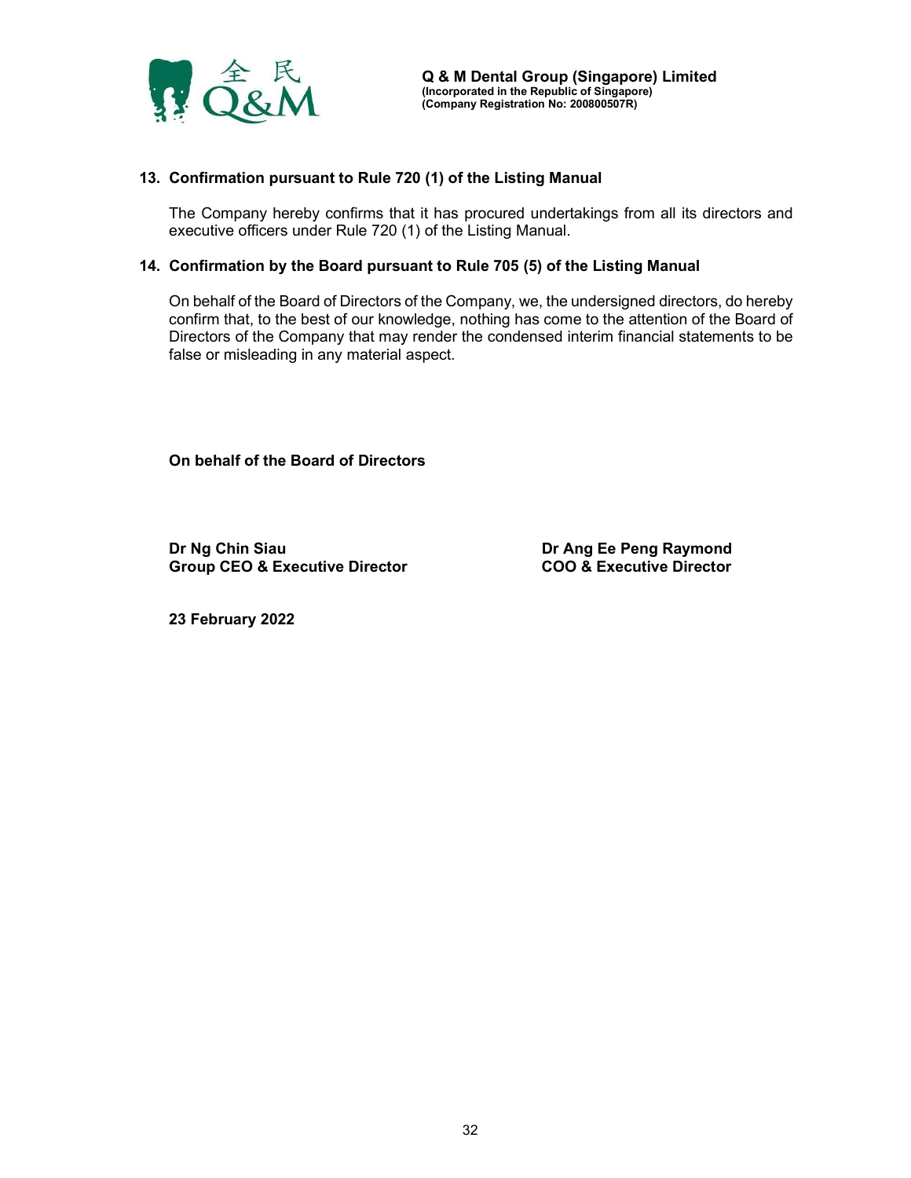## 13. Confirmation pursuant to Rule 720 (1) of the Listing Manual

The Company hereby confirms that it has procured undertakings from all its directors and executive officers under Rule 720 (1) of the Listing Manual.

## 14. Confirmation by the Board pursuant to Rule 705 (5) of the Listing Manual

On behalf of the Board of Directors of the Company, we, the undersigned directors, do hereby confirm that, to the best of our knowledge, nothing has come to the attention of the Board of Directors of the Company that may render the condensed interim financial statements to be false or misleading in any material aspect.

**On behalf of the Board of Directors**

**Dr Ng Chin Siau**
**Group CEO & Executive Director**

**Dr Ang Ee Peng Raymond**
**COO & Executive Director**

**23 February 2022**